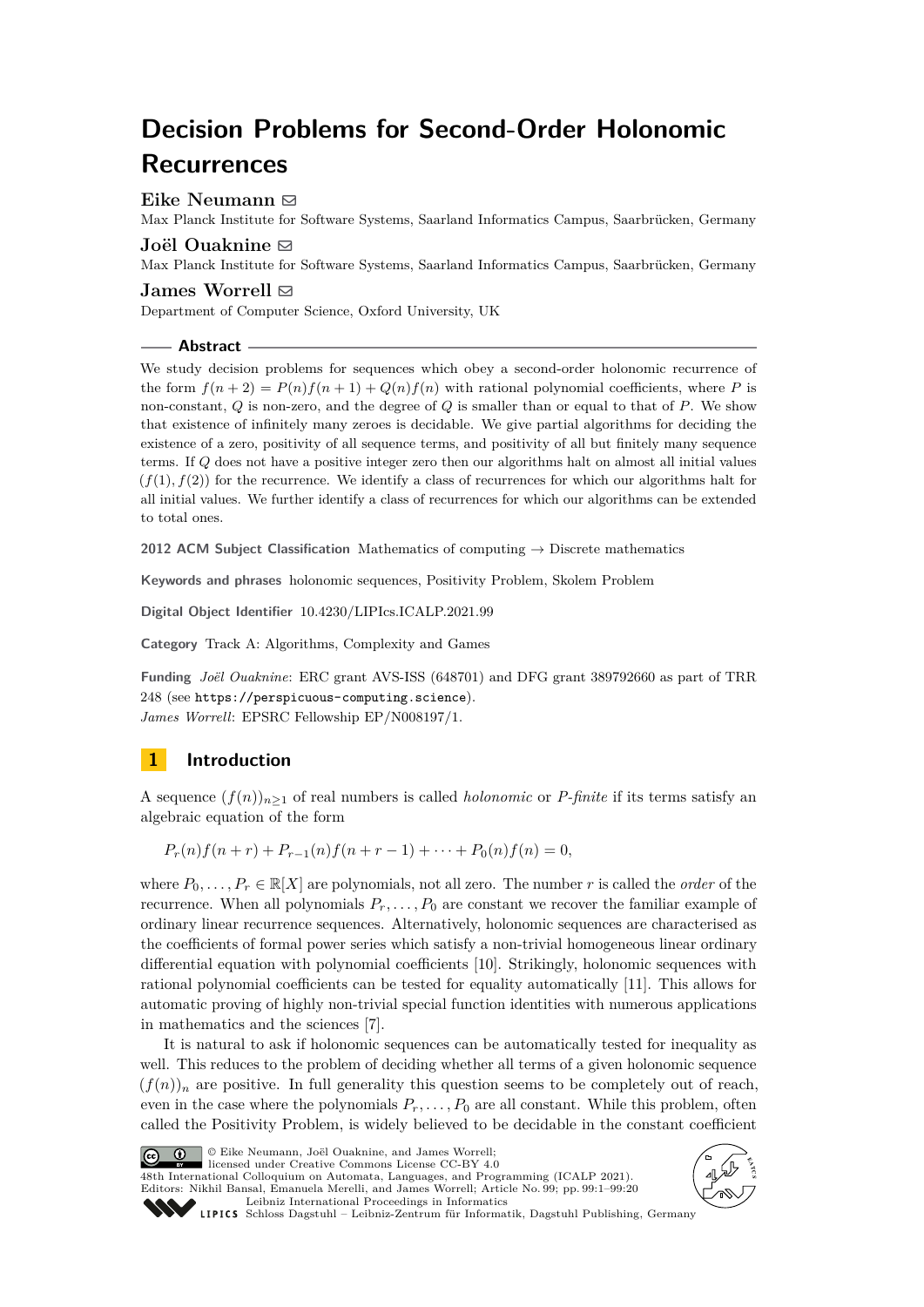# Decision Problems for Second-Order Holonomic Recurrences

**Eike Neumann**
Max Planck Institute for Software Systems, Saarland Informatics Campus, Saarbrücken, Germany

**Joël Ouaknine**
Max Planck Institute for Software Systems, Saarland Informatics Campus, Saarbrücken, Germany

**James Worrell**
Department of Computer Science, Oxford University, UK

## Abstract

We study decision problems for sequences which obey a second-order holonomic recurrence of the form $f(n+2) = P(n)f(n+1) + Q(n)f(n)$ with rational polynomial coefficients, where $P$ is non-constant, $Q$ is non-zero, and the degree of $Q$ is smaller than or equal to that of $P$. We show that existence of infinitely many zeroes is decidable. We give partial algorithms for deciding the existence of a zero, positivity of all sequence terms, and positivity of all but finitely many sequence terms. If $Q$ does not have a positive integer zero then our algorithms halt on almost all initial values $(f(1), f(2))$ for the recurrence. We identify a class of recurrences for which our algorithms halt for all initial values. We further identify a class of recurrences for which our algorithms can be extended to total ones.

**2012 ACM Subject Classification** Mathematics of computing → Discrete mathematics

**Keywords and phrases** holonomic sequences, Positivity Problem, Skolem Problem

**Digital Object Identifier** 10.4230/LIPIcs.ICALP.2021.99

**Category** Track A: Algorithms, Complexity and Games

**Funding** *Joël Ouaknine*: ERC grant AVS-ISS (648701) and DFG grant 389792660 as part of TRR 248 (see `https://perspicuous-computing.science`).
*James Worrell*: EPSRC Fellowship EP/N008197/1.

## 1 Introduction

A sequence $(f(n))_{n\geq 1}$ of real numbers is called *holonomic* or *P-finite* if its terms satisfy an algebraic equation of the form

$$P_r(n)f(n+r) + P_{r-1}(n)f(n+r-1) + \cdots + P_0(n)f(n) = 0,$$

where $P_0, \ldots, P_r \in \mathbb{R}[X]$ are polynomials, not all zero. The number $r$ is called the *order* of the recurrence. When all polynomials $P_r, \ldots, P_0$ are constant we recover the familiar example of ordinary linear recurrence sequences. Alternatively, holonomic sequences are characterised as the coefficients of formal power series which satisfy a non-trivial homogeneous linear ordinary differential equation with polynomial coefficients [10]. Strikingly, holonomic sequences with rational polynomial coefficients can be tested for equality automatically [11]. This allows for automatic proving of highly non-trivial special function identities with numerous applications in mathematics and the sciences [7].

It is natural to ask if holonomic sequences can be automatically tested for inequality as well. This reduces to the problem of deciding whether all terms of a given holonomic sequence $(f(n))_n$ are positive. In full generality this question seems to be completely out of reach, even in the case where the polynomials $P_r, \ldots, P_0$ are all constant. While this problem, often called the Positivity Problem, is widely believed to be decidable in the constant coefficient

© Eike Neumann, Joël Ouaknine, and James Worrell;
licensed under Creative Commons License CC-BY 4.0
48th International Colloquium on Automata, Languages, and Programming (ICALP 2021).
Editors: Nikhil Bansal, Emanuela Merelli, and James Worrell; Article No. 99; pp. 99:1–99:20
Leibniz International Proceedings in Informatics
Schloss Dagstuhl – Leibniz-Zentrum für Informatik, Dagstuhl Publishing, Germany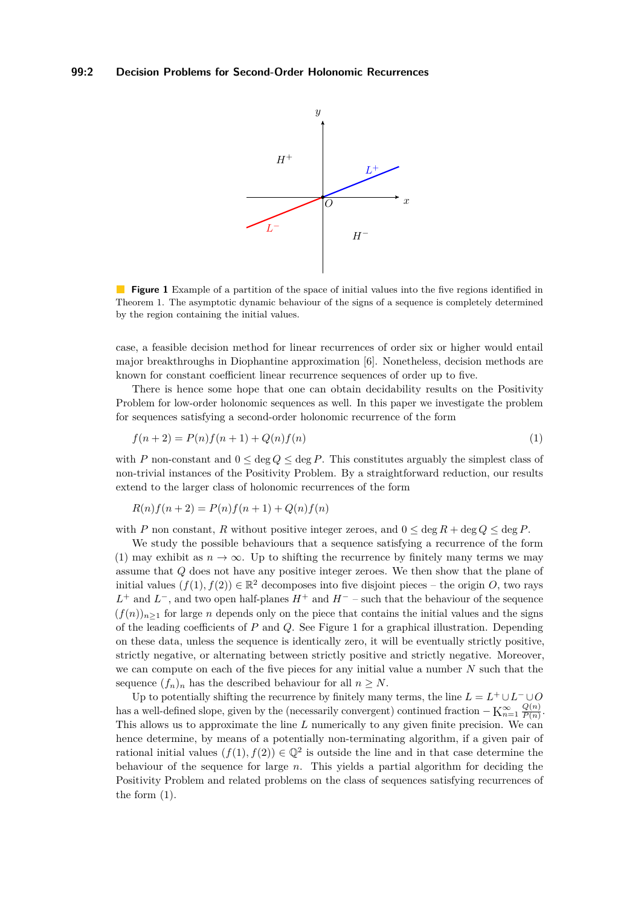**Figure 1** Example of a partition of the space of initial values into the five regions identified in Theorem 1. The asymptotic dynamic behaviour of the signs of a sequence is completely determined by the region containing the initial values.

case, a feasible decision method for linear recurrences of order six or higher would entail major breakthroughs in Diophantine approximation [6]. Nonetheless, decision methods are known for constant coefficient linear recurrence sequences of order up to five.

There is hence some hope that one can obtain decidability results on the Positivity Problem for low-order holonomic sequences as well. In this paper we investigate the problem for sequences satisfying a second-order holonomic recurrence of the form

$$f(n+2) = P(n)f(n+1) + Q(n)f(n) \tag{1}$$

with $P$ non-constant and $0 \leq \deg Q \leq \deg P$. This constitutes arguably the simplest class of non-trivial instances of the Positivity Problem. By a straightforward reduction, our results extend to the larger class of holonomic recurrences of the form

$$R(n)f(n+2) = P(n)f(n+1) + Q(n)f(n)$$

with $P$ non constant, $R$ without positive integer zeroes, and $0 \leq \deg R + \deg Q \leq \deg P$.

We study the possible behaviours that a sequence satisfying a recurrence of the form (1) may exhibit as $n \to \infty$. Up to shifting the recurrence by finitely many terms we may assume that $Q$ does not have any positive integer zeroes. We then show that the plane of initial values $(f(1), f(2)) \in \mathbb{R}^2$ decomposes into five disjoint pieces – the origin $O$, two rays $L^+$ and $L^-$, and two open half-planes $H^+$ and $H^-$ – such that the behaviour of the sequence $(f(n))_{n\geq 1}$ for large $n$ depends only on the piece that contains the initial values and the signs of the leading coefficients of $P$ and $Q$. See Figure 1 for a graphical illustration. Depending on these data, unless the sequence is identically zero, it will be eventually strictly positive, strictly negative, or alternating between strictly positive and strictly negative. Moreover, we can compute on each of the five pieces for any initial value a number $N$ such that the sequence $(f_n)_n$ has the described behaviour for all $n \geq N$.

Up to potentially shifting the recurrence by finitely many terms, the line $L = L^+ \cup L^- \cup O$ has a well-defined slope, given by the (necessarily convergent) continued fraction $-\mathrm{K}_{n=1}^{\infty} \frac{Q(n)}{P(n)}$. This allows us to approximate the line $L$ numerically to any given finite precision. We can hence determine, by means of a potentially non-terminating algorithm, if a given pair of rational initial values $(f(1), f(2)) \in \mathbb{Q}^2$ is outside the line and in that case determine the behaviour of the sequence for large $n$. This yields a partial algorithm for deciding the Positivity Problem and related problems on the class of sequences satisfying recurrences of the form (1).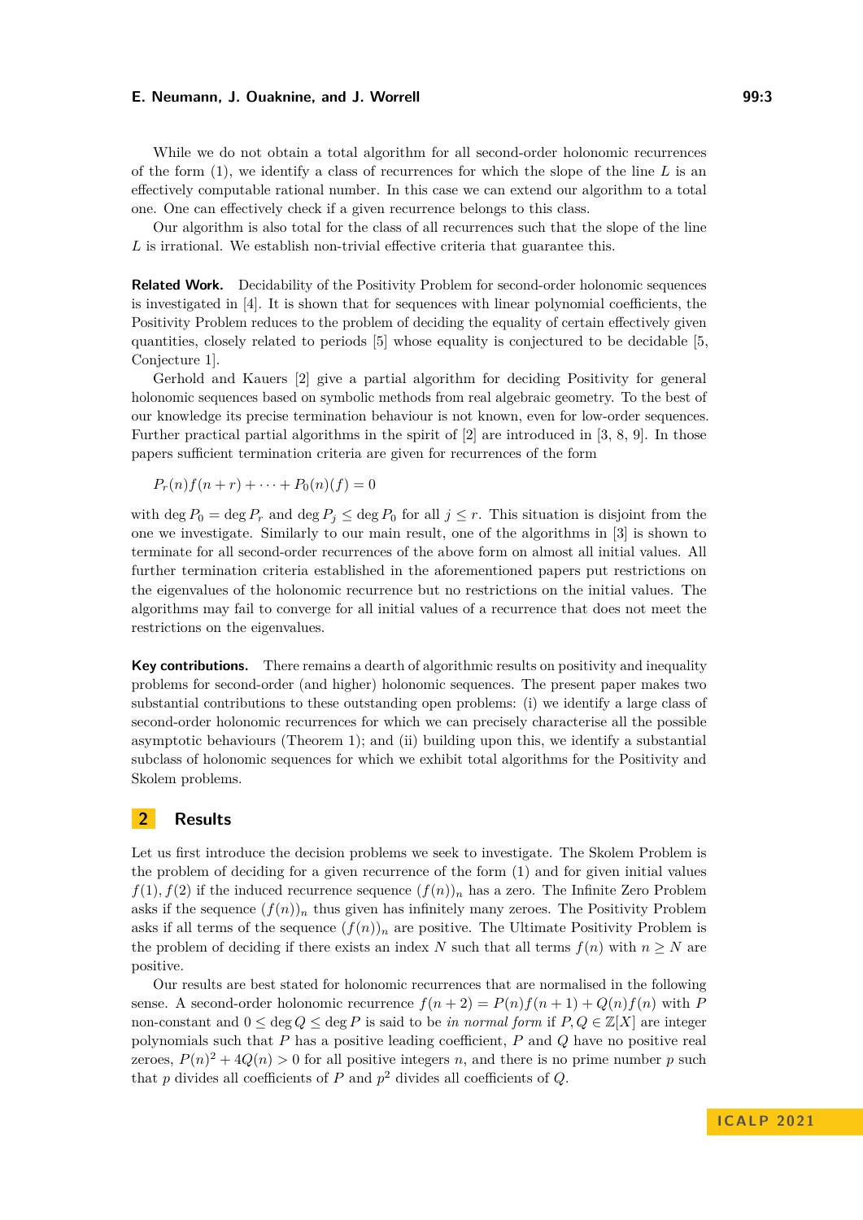While we do not obtain a total algorithm for all second-order holonomic recurrences of the form (1), we identify a class of recurrences for which the slope of the line $L$ is an effectively computable rational number. In this case we can extend our algorithm to a total one. One can effectively check if a given recurrence belongs to this class.

Our algorithm is also total for the class of all recurrences such that the slope of the line $L$ is irrational. We establish non-trivial effective criteria that guarantee this.

**Related Work.** Decidability of the Positivity Problem for second-order holonomic sequences is investigated in [4]. It is shown that for sequences with linear polynomial coefficients, the Positivity Problem reduces to the problem of deciding the equality of certain effectively given quantities, closely related to periods [5] whose equality is conjectured to be decidable [5, Conjecture 1].

Gerhold and Kauers [2] give a partial algorithm for deciding Positivity for general holonomic sequences based on symbolic methods from real algebraic geometry. To the best of our knowledge its precise termination behaviour is not known, even for low-order sequences. Further practical partial algorithms in the spirit of [2] are introduced in [3, 8, 9]. In those papers sufficient termination criteria are given for recurrences of the form

$$P_r(n)f(n+r) + \cdots + P_0(n)(f) = 0$$

with $\deg P_0 = \deg P_r$ and $\deg P_j \leq \deg P_0$ for all $j \leq r$. This situation is disjoint from the one we investigate. Similarly to our main result, one of the algorithms in [3] is shown to terminate for all second-order recurrences of the above form on almost all initial values. All further termination criteria established in the aforementioned papers put restrictions on the eigenvalues of the holonomic recurrence but no restrictions on the initial values. The algorithms may fail to converge for all initial values of a recurrence that does not meet the restrictions on the eigenvalues.

**Key contributions.** There remains a dearth of algorithmic results on positivity and inequality problems for second-order (and higher) holonomic sequences. The present paper makes two substantial contributions to these outstanding open problems: (i) we identify a large class of second-order holonomic recurrences for which we can precisely characterise all the possible asymptotic behaviours (Theorem 1); and (ii) building upon this, we identify a substantial subclass of holonomic sequences for which we exhibit total algorithms for the Positivity and Skolem problems.

## 2 Results

Let us first introduce the decision problems we seek to investigate. The Skolem Problem is the problem of deciding for a given recurrence of the form (1) and for given initial values $f(1), f(2)$ if the induced recurrence sequence $(f(n))_n$ has a zero. The Infinite Zero Problem asks if the sequence $(f(n))_n$ thus given has infinitely many zeroes. The Positivity Problem asks if all terms of the sequence $(f(n))_n$ are positive. The Ultimate Positivity Problem is the problem of deciding if there exists an index $N$ such that all terms $f(n)$ with $n \geq N$ are positive.

Our results are best stated for holonomic recurrences that are normalised in the following sense. A second-order holonomic recurrence $f(n+2) = P(n)f(n+1) + Q(n)f(n)$ with $P$ non-constant and $0 \leq \deg Q \leq \deg P$ is said to be *in normal form* if $P, Q \in \mathbb{Z}[X]$ are integer polynomials such that $P$ has a positive leading coefficient, $P$ and $Q$ have no positive real zeroes, $P(n)^2 + 4Q(n) > 0$ for all positive integers $n$, and there is no prime number $p$ such that $p$ divides all coefficients of $P$ and $p^2$ divides all coefficients of $Q$.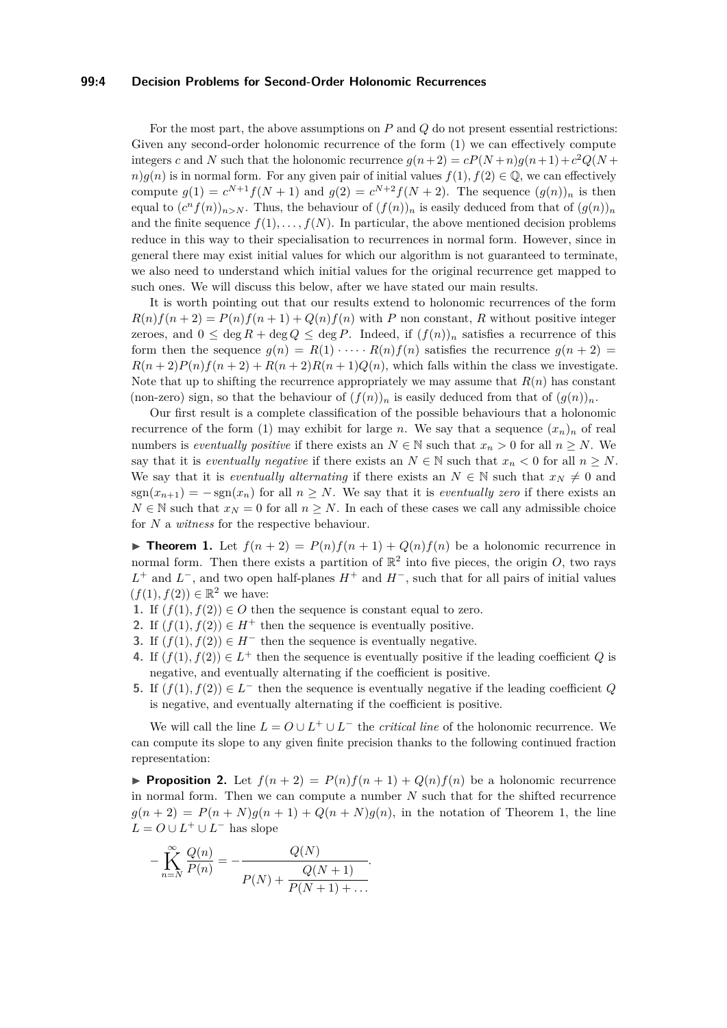For the most part, the above assumptions on $P$ and $Q$ do not present essential restrictions: Given any second-order holonomic recurrence of the form (1) we can effectively compute integers $c$ and $N$ such that the holonomic recurrence $g(n+2) = cP(N+n)g(n+1) + c^2Q(N+n)g(n)$ is in normal form. For any given pair of initial values $f(1), f(2) \in \mathbb{Q}$, we can effectively compute $g(1) = c^{N+1}f(N+1)$ and $g(2) = c^{N+2}f(N+2)$. The sequence $(g(n))_n$ is then equal to $(c^n f(n))_{n>N}$. Thus, the behaviour of $(f(n))_n$ is easily deduced from that of $(g(n))_n$ and the finite sequence $f(1), \ldots, f(N)$. In particular, the above mentioned decision problems reduce in this way to their specialisation to recurrences in normal form. However, since in general there may exist initial values for which our algorithm is not guaranteed to terminate, we also need to understand which initial values for the original recurrence get mapped to such ones. We will discuss this below, after we have stated our main results.

It is worth pointing out that our results extend to holonomic recurrences of the form $R(n)f(n+2) = P(n)f(n+1) + Q(n)f(n)$ with $P$ non constant, $R$ without positive integer zeroes, and $0 \leq \deg R + \deg Q \leq \deg P$. Indeed, if $(f(n))_n$ satisfies a recurrence of this form then the sequence $g(n) = R(1) \cdot \cdots \cdot R(n)f(n)$ satisfies the recurrence $g(n+2) = R(n+2)P(n)f(n+2) + R(n+2)R(n+1)Q(n)$, which falls within the class we investigate. Note that up to shifting the recurrence appropriately we may assume that $R(n)$ has constant (non-zero) sign, so that the behaviour of $(f(n))_n$ is easily deduced from that of $(g(n))_n$.

Our first result is a complete classification of the possible behaviours that a holonomic recurrence of the form (1) may exhibit for large $n$. We say that a sequence $(x_n)_n$ of real numbers is *eventually positive* if there exists an $N \in \mathbb{N}$ such that $x_n > 0$ for all $n \geq N$. We say that it is *eventually negative* if there exists an $N \in \mathbb{N}$ such that $x_n < 0$ for all $n \geq N$. We say that it is *eventually alternating* if there exists an $N \in \mathbb{N}$ such that $x_N \neq 0$ and $\operatorname{sgn}(x_{n+1}) = -\operatorname{sgn}(x_n)$ for all $n \geq N$. We say that it is *eventually zero* if there exists an $N \in \mathbb{N}$ such that $x_N = 0$ for all $n \geq N$. In each of these cases we call any admissible choice for $N$ a *witness* for the respective behaviour.

▶ **Theorem 1.** Let $f(n+2) = P(n)f(n+1) + Q(n)f(n)$ be a holonomic recurrence in normal form. Then there exists a partition of $\mathbb{R}^2$ into five pieces, the origin $O$, two rays $L^+$ and $L^-$, and two open half-planes $H^+$ and $H^-$, such that for all pairs of initial values $(f(1), f(2)) \in \mathbb{R}^2$ we have:

1. If $(f(1), f(2)) \in O$ then the sequence is constant equal to zero.
2. If $(f(1), f(2)) \in H^+$ then the sequence is eventually positive.
3. If $(f(1), f(2)) \in H^-$ then the sequence is eventually negative.
4. If $(f(1), f(2)) \in L^+$ then the sequence is eventually positive if the leading coefficient $Q$ is negative, and eventually alternating if the coefficient is positive.
5. If $(f(1), f(2)) \in L^-$ then the sequence is eventually negative if the leading coefficient $Q$ is negative, and eventually alternating if the coefficient is positive.

We will call the line $L = O \cup L^+ \cup L^-$ the *critical line* of the holonomic recurrence. We can compute its slope to any given finite precision thanks to the following continued fraction representation:

▶ **Proposition 2.** Let $f(n+2) = P(n)f(n+1) + Q(n)f(n)$ be a holonomic recurrence in normal form. Then we can compute a number $N$ such that for the shifted recurrence $g(n+2) = P(n+N)g(n+1) + Q(n+N)g(n)$, in the notation of Theorem 1, the line $L = O \cup L^+ \cup L^-$ has slope

$$-\mathop{\mathrm{K}}_{n=N}^{\infty} \frac{Q(n)}{P(n)} = -\cfrac{Q(N)}{P(N) + \cfrac{Q(N+1)}{P(N+1) + \ldots}}.$$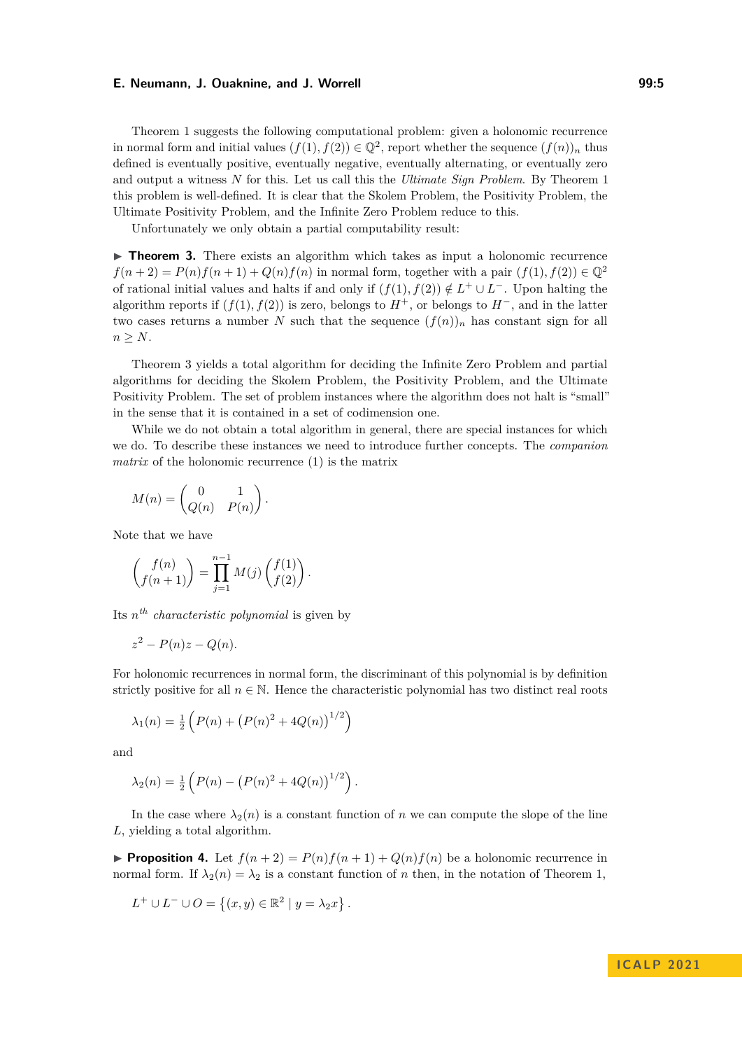Theorem 1 suggests the following computational problem: given a holonomic recurrence in normal form and initial values $(f(1), f(2)) \in \mathbb{Q}^2$, report whether the sequence $(f(n))_n$ thus defined is eventually positive, eventually negative, eventually alternating, or eventually zero and output a witness $N$ for this. Let us call this the *Ultimate Sign Problem*. By Theorem 1 this problem is well-defined. It is clear that the Skolem Problem, the Positivity Problem, the Ultimate Positivity Problem, and the Infinite Zero Problem reduce to this.

Unfortunately we only obtain a partial computability result:

▶ **Theorem 3.** There exists an algorithm which takes as input a holonomic recurrence $f(n+2) = P(n)f(n+1) + Q(n)f(n)$ in normal form, together with a pair $(f(1), f(2)) \in \mathbb{Q}^2$ of rational initial values and halts if and only if $(f(1), f(2)) \notin L^+ \cup L^-$. Upon halting the algorithm reports if $(f(1), f(2))$ is zero, belongs to $H^+$, or belongs to $H^-$, and in the latter two cases returns a number $N$ such that the sequence $(f(n))_n$ has constant sign for all $n \geq N$.

Theorem 3 yields a total algorithm for deciding the Infinite Zero Problem and partial algorithms for deciding the Skolem Problem, the Positivity Problem, and the Ultimate Positivity Problem. The set of problem instances where the algorithm does not halt is "small" in the sense that it is contained in a set of codimension one.

While we do not obtain a total algorithm in general, there are special instances for which we do. To describe these instances we need to introduce further concepts. The *companion matrix* of the holonomic recurrence (1) is the matrix

$$M(n) = \begin{pmatrix} 0 & 1 \\ Q(n) & P(n) \end{pmatrix}.$$

Note that we have

$$\begin{pmatrix} f(n) \\ f(n+1) \end{pmatrix} = \prod_{j=1}^{n-1} M(j) \begin{pmatrix} f(1) \\ f(2) \end{pmatrix}.$$

Its $n^{th}$ *characteristic polynomial* is given by

$$z^2 - P(n)z - Q(n).$$

For holonomic recurrences in normal form, the discriminant of this polynomial is by definition strictly positive for all $n \in \mathbb{N}$. Hence the characteristic polynomial has two distinct real roots

$$\lambda_1(n) = \tfrac{1}{2}\left(P(n) + \left(P(n)^2 + 4Q(n)\right)^{1/2}\right)$$

and

$$\lambda_2(n) = \tfrac{1}{2}\left(P(n) - \left(P(n)^2 + 4Q(n)\right)^{1/2}\right).$$

In the case where $\lambda_2(n)$ is a constant function of $n$ we can compute the slope of the line $L$, yielding a total algorithm.

▶ **Proposition 4.** Let $f(n+2) = P(n)f(n+1) + Q(n)f(n)$ be a holonomic recurrence in normal form. If $\lambda_2(n) = \lambda_2$ is a constant function of $n$ then, in the notation of Theorem 1,

$$L^+ \cup L^- \cup O = \left\{(x, y) \in \mathbb{R}^2 \mid y = \lambda_2 x\right\}.$$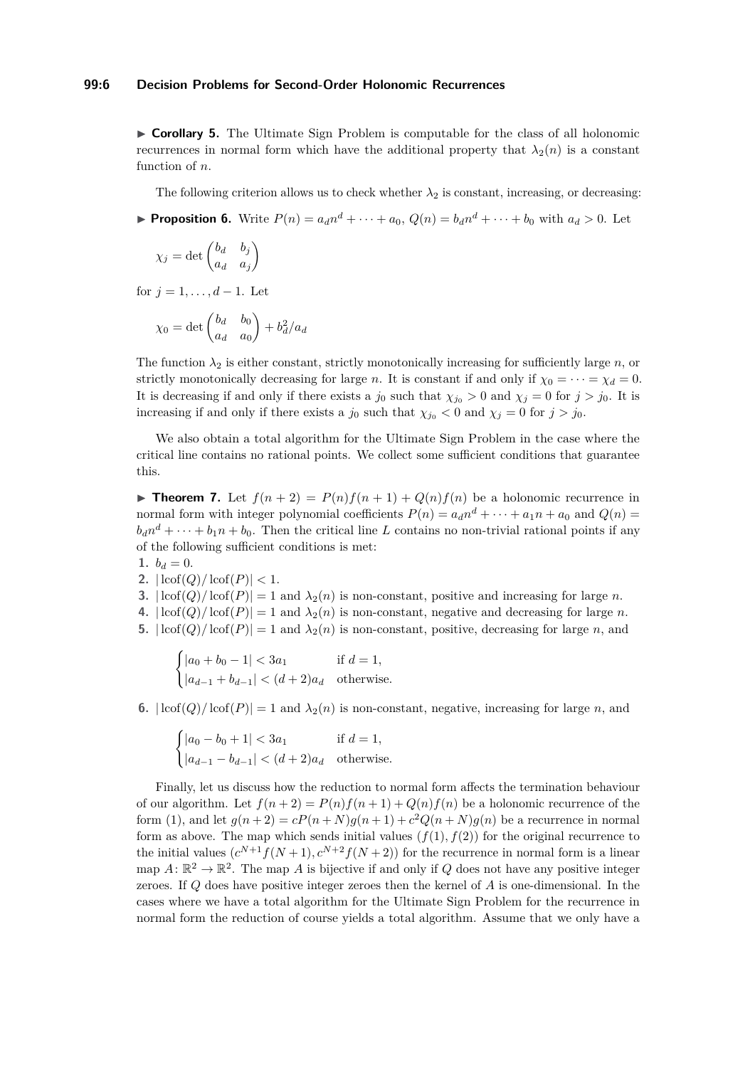▶ **Corollary 5.** The Ultimate Sign Problem is computable for the class of all holonomic recurrences in normal form which have the additional property that $\lambda_2(n)$ is a constant function of $n$.

The following criterion allows us to check whether $\lambda_2$ is constant, increasing, or decreasing:

▶ **Proposition 6.** Write $P(n) = a_d n^d + \cdots + a_0$, $Q(n) = b_d n^d + \cdots + b_0$ with $a_d > 0$. Let

$$\chi_j = \det \begin{pmatrix} b_d & b_j \\ a_d & a_j \end{pmatrix}$$

for $j = 1, \ldots, d-1$. Let

$$\chi_0 = \det \begin{pmatrix} b_d & b_0 \\ a_d & a_0 \end{pmatrix} + b_d^2/a_d$$

The function $\lambda_2$ is either constant, strictly monotonically increasing for sufficiently large $n$, or strictly monotonically decreasing for large $n$. It is constant if and only if $\chi_0 = \cdots = \chi_d = 0$. It is decreasing if and only if there exists a $j_0$ such that $\chi_{j_0} > 0$ and $\chi_j = 0$ for $j > j_0$. It is increasing if and only if there exists a $j_0$ such that $\chi_{j_0} < 0$ and $\chi_j = 0$ for $j > j_0$.

We also obtain a total algorithm for the Ultimate Sign Problem in the case where the critical line contains no rational points. We collect some sufficient conditions that guarantee this.

▶ **Theorem 7.** Let $f(n+2) = P(n)f(n+1) + Q(n)f(n)$ be a holonomic recurrence in normal form with integer polynomial coefficients $P(n) = a_d n^d + \cdots + a_1 n + a_0$ and $Q(n) = b_d n^d + \cdots + b_1 n + b_0$. Then the critical line $L$ contains no non-trivial rational points if any of the following sufficient conditions is met:

1. $b_d = 0$.
2. $|\operatorname{lcof}(Q)/\operatorname{lcof}(P)| < 1$.
3. $|\operatorname{lcof}(Q)/\operatorname{lcof}(P)| = 1$ and $\lambda_2(n)$ is non-constant, positive and increasing for large $n$.
4. $|\operatorname{lcof}(Q)/\operatorname{lcof}(P)| = 1$ and $\lambda_2(n)$ is non-constant, negative and decreasing for large $n$.
5. $|\operatorname{lcof}(Q)/\operatorname{lcof}(P)| = 1$ and $\lambda_2(n)$ is non-constant, positive, decreasing for large $n$, and

$$\begin{cases} |a_0 + b_0 - 1| < 3a_1 & \text{if } d = 1, \\ |a_{d-1} + b_{d-1}| < (d+2)a_d & \text{otherwise.} \end{cases}$$

6. $|\operatorname{lcof}(Q)/\operatorname{lcof}(P)| = 1$ and $\lambda_2(n)$ is non-constant, negative, increasing for large $n$, and

$$\begin{cases} |a_0 - b_0 + 1| < 3a_1 & \text{if } d = 1, \\ |a_{d-1} - b_{d-1}| < (d+2)a_d & \text{otherwise.} \end{cases}$$

Finally, let us discuss how the reduction to normal form affects the termination behaviour of our algorithm. Let $f(n+2) = P(n)f(n+1) + Q(n)f(n)$ be a holonomic recurrence of the form (1), and let $g(n+2) = cP(n+N)g(n+1) + c^2Q(n+N)g(n)$ be a recurrence in normal form as above. The map which sends initial values $(f(1), f(2))$ for the original recurrence to the initial values $(c^{N+1}f(N+1), c^{N+2}f(N+2))$ for the recurrence in normal form is a linear map $A\colon \mathbb{R}^2 \to \mathbb{R}^2$. The map $A$ is bijective if and only if $Q$ does not have any positive integer zeroes. If $Q$ does have positive integer zeroes then the kernel of $A$ is one-dimensional. In the cases where we have a total algorithm for the Ultimate Sign Problem for the recurrence in normal form the reduction of course yields a total algorithm. Assume that we only have a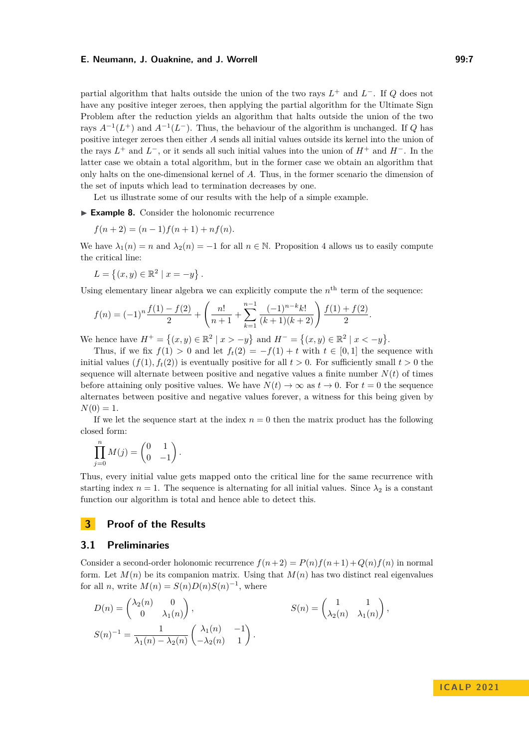partial algorithm that halts outside the union of the two rays $L^+$ and $L^-$. If $Q$ does not have any positive integer zeroes, then applying the partial algorithm for the Ultimate Sign Problem after the reduction yields an algorithm that halts outside the union of the two rays $A^{-1}(L^+)$ and $A^{-1}(L^-)$. Thus, the behaviour of the algorithm is unchanged. If $Q$ has positive integer zeroes then either $A$ sends all initial values outside its kernel into the union of the rays $L^+$ and $L^-$, or it sends all such initial values into the union of $H^+$ and $H^-$. In the latter case we obtain a total algorithm, but in the former case we obtain an algorithm that only halts on the one-dimensional kernel of $A$. Thus, in the former scenario the dimension of the set of inputs which lead to termination decreases by one.

Let us illustrate some of our results with the help of a simple example.

▶ **Example 8.** Consider the holonomic recurrence

$$f(n+2) = (n-1)f(n+1) + nf(n).$$

We have $\lambda_1(n) = n$ and $\lambda_2(n) = -1$ for all $n \in \mathbb{N}$. Proposition 4 allows us to easily compute the critical line:

$$L = \left\{(x,y) \in \mathbb{R}^2 \mid x = -y\right\}.$$

Using elementary linear algebra we can explicitly compute the $n^{\text{th}}$ term of the sequence:

$$f(n) = (-1)^n \frac{f(1) - f(2)}{2} + \left(\frac{n!}{n+1} + \sum_{k=1}^{n-1} \frac{(-1)^{n-k} k!}{(k+1)(k+2)}\right) \frac{f(1) + f(2)}{2}.$$

We hence have $H^+ = \left\{(x,y) \in \mathbb{R}^2 \mid x > -y\right\}$ and $H^- = \left\{(x,y) \in \mathbb{R}^2 \mid x < -y\right\}$.

Thus, if we fix $f(1) > 0$ and let $f_t(2) = -f(1) + t$ with $t \in [0,1]$ the sequence with initial values $(f(1), f_t(2))$ is eventually positive for all $t > 0$. For sufficiently small $t > 0$ the sequence will alternate between positive and negative values a finite number $N(t)$ of times before attaining only positive values. We have $N(t) \to \infty$ as $t \to 0$. For $t = 0$ the sequence alternates between positive and negative values forever, a witness for this being given by $N(0) = 1$.

If we let the sequence start at the index $n = 0$ then the matrix product has the following closed form:

$$\prod_{j=0}^{n} M(j) = \begin{pmatrix} 0 & 1 \\ 0 & -1 \end{pmatrix}.$$

Thus, every initial value gets mapped onto the critical line for the same recurrence with starting index $n = 1$. The sequence is alternating for all initial values. Since $\lambda_2$ is a constant function our algorithm is total and hence able to detect this.

## 3 Proof of the Results

### 3.1 Preliminaries

Consider a second-order holonomic recurrence $f(n+2) = P(n)f(n+1) + Q(n)f(n)$ in normal form. Let $M(n)$ be its companion matrix. Using that $M(n)$ has two distinct real eigenvalues for all $n$, write $M(n) = S(n)D(n)S(n)^{-1}$, where

$$D(n) = \begin{pmatrix} \lambda_2(n) & 0 \\ 0 & \lambda_1(n) \end{pmatrix}, \qquad S(n) = \begin{pmatrix} 1 & 1 \\ \lambda_2(n) & \lambda_1(n) \end{pmatrix},$$

$$S(n)^{-1} = \frac{1}{\lambda_1(n) - \lambda_2(n)} \begin{pmatrix} \lambda_1(n) & -1 \\ -\lambda_2(n) & 1 \end{pmatrix}.$$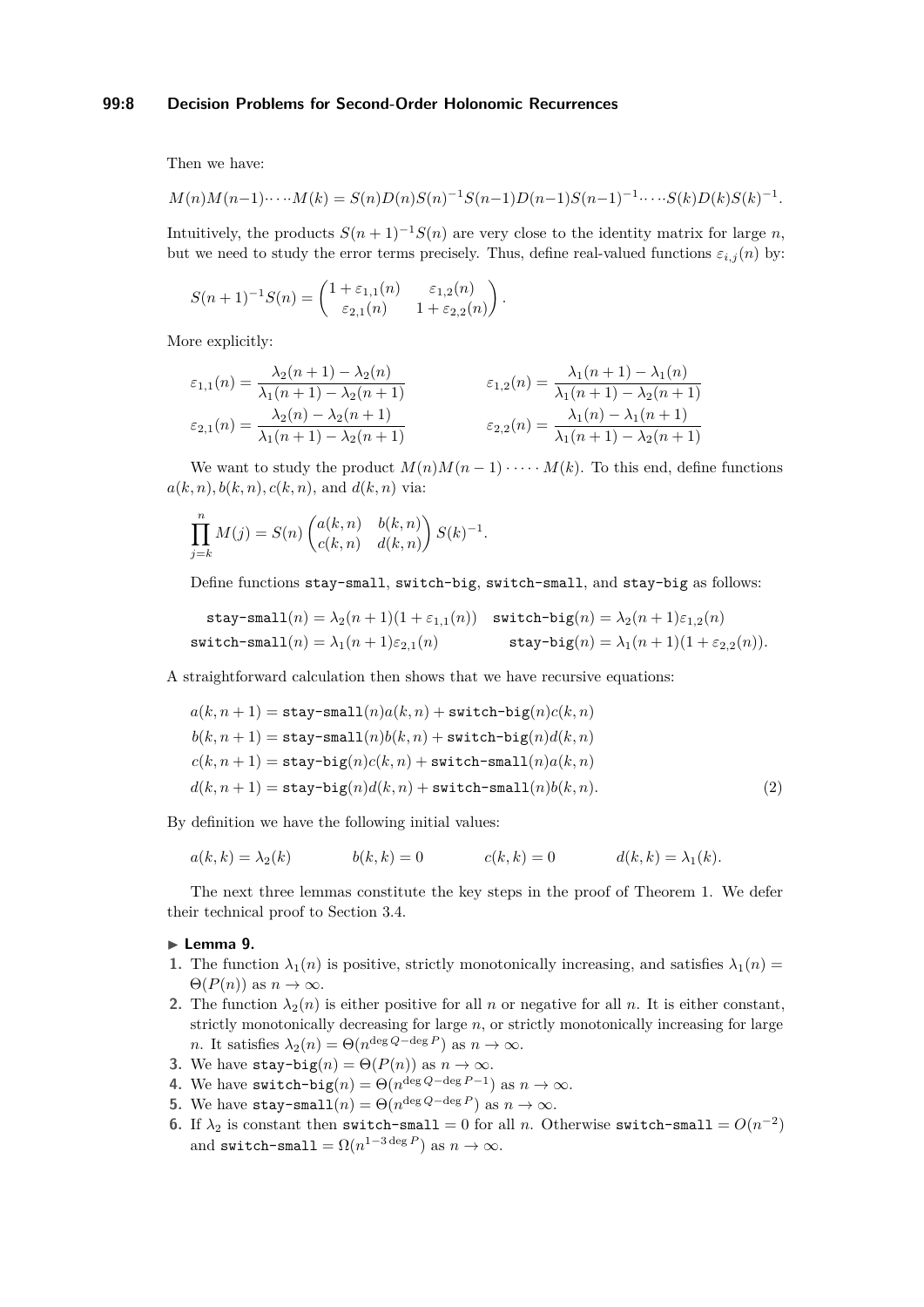Then we have:

$$M(n)M(n-1)\cdot\dots\cdot M(k) = S(n)D(n)S(n)^{-1}S(n-1)D(n-1)S(n-1)^{-1}\cdot\dots\cdot S(k)D(k)S(k)^{-1}.$$

Intuitively, the products $S(n+1)^{-1}S(n)$ are very close to the identity matrix for large $n$, but we need to study the error terms precisely. Thus, define real-valued functions $\varepsilon_{i,j}(n)$ by:

$$S(n+1)^{-1}S(n) = \begin{pmatrix} 1+\varepsilon_{1,1}(n) & \varepsilon_{1,2}(n) \\ \varepsilon_{2,1}(n) & 1+\varepsilon_{2,2}(n) \end{pmatrix}.$$

More explicitly:

$$\varepsilon_{1,1}(n) = \frac{\lambda_2(n+1)-\lambda_2(n)}{\lambda_1(n+1)-\lambda_2(n+1)} \qquad \varepsilon_{1,2}(n) = \frac{\lambda_1(n+1)-\lambda_1(n)}{\lambda_1(n+1)-\lambda_2(n+1)}$$

$$\varepsilon_{2,1}(n) = \frac{\lambda_2(n)-\lambda_2(n+1)}{\lambda_1(n+1)-\lambda_2(n+1)} \qquad \varepsilon_{2,2}(n) = \frac{\lambda_1(n)-\lambda_1(n+1)}{\lambda_1(n+1)-\lambda_2(n+1)}$$

We want to study the product $M(n)M(n-1)\cdot\dots\cdot M(k)$. To this end, define functions $a(k,n), b(k,n), c(k,n)$, and $d(k,n)$ via:

$$\prod_{j=k}^{n} M(j) = S(n)\begin{pmatrix} a(k,n) & b(k,n) \\ c(k,n) & d(k,n) \end{pmatrix} S(k)^{-1}.$$

Define functions `stay-small`, `switch-big`, `switch-small`, and `stay-big` as follows:

$$\texttt{stay-small}(n) = \lambda_2(n+1)(1+\varepsilon_{1,1}(n)) \quad \texttt{switch-big}(n) = \lambda_2(n+1)\varepsilon_{1,2}(n)$$

$$\texttt{switch-small}(n) = \lambda_1(n+1)\varepsilon_{2,1}(n) \quad \texttt{stay-big}(n) = \lambda_1(n+1)(1+\varepsilon_{2,2}(n)).$$

A straightforward calculation then shows that we have recursive equations:

$$\begin{aligned}
a(k,n+1) &= \texttt{stay-small}(n)a(k,n) + \texttt{switch-big}(n)c(k,n) \\
b(k,n+1) &= \texttt{stay-small}(n)b(k,n) + \texttt{switch-big}(n)d(k,n) \\
c(k,n+1) &= \texttt{stay-big}(n)c(k,n) + \texttt{switch-small}(n)a(k,n) \\
d(k,n+1) &= \texttt{stay-big}(n)d(k,n) + \texttt{switch-small}(n)b(k,n).
\end{aligned} \tag{2}$$

By definition we have the following initial values:

$$a(k,k) = \lambda_2(k) \qquad b(k,k) = 0 \qquad c(k,k) = 0 \qquad d(k,k) = \lambda_1(k).$$

The next three lemmas constitute the key steps in the proof of Theorem 1. We defer their technical proof to Section 3.4.

**▶ Lemma 9.**

1. The function $\lambda_1(n)$ is positive, strictly monotonically increasing, and satisfies $\lambda_1(n) = \Theta(P(n))$ as $n \to \infty$.
2. The function $\lambda_2(n)$ is either positive for all $n$ or negative for all $n$. It is either constant, strictly monotonically decreasing for large $n$, or strictly monotonically increasing for large $n$. It satisfies $\lambda_2(n) = \Theta(n^{\deg Q - \deg P})$ as $n \to \infty$.
3. We have $\texttt{stay-big}(n) = \Theta(P(n))$ as $n \to \infty$.
4. We have $\texttt{switch-big}(n) = \Theta(n^{\deg Q - \deg P - 1})$ as $n \to \infty$.
5. We have $\texttt{stay-small}(n) = \Theta(n^{\deg Q - \deg P})$ as $n \to \infty$.
6. If $\lambda_2$ is constant then $\texttt{switch-small} = 0$ for all $n$. Otherwise $\texttt{switch-small} = O(n^{-2})$ and $\texttt{switch-small} = \Omega(n^{1-3\deg P})$ as $n \to \infty$.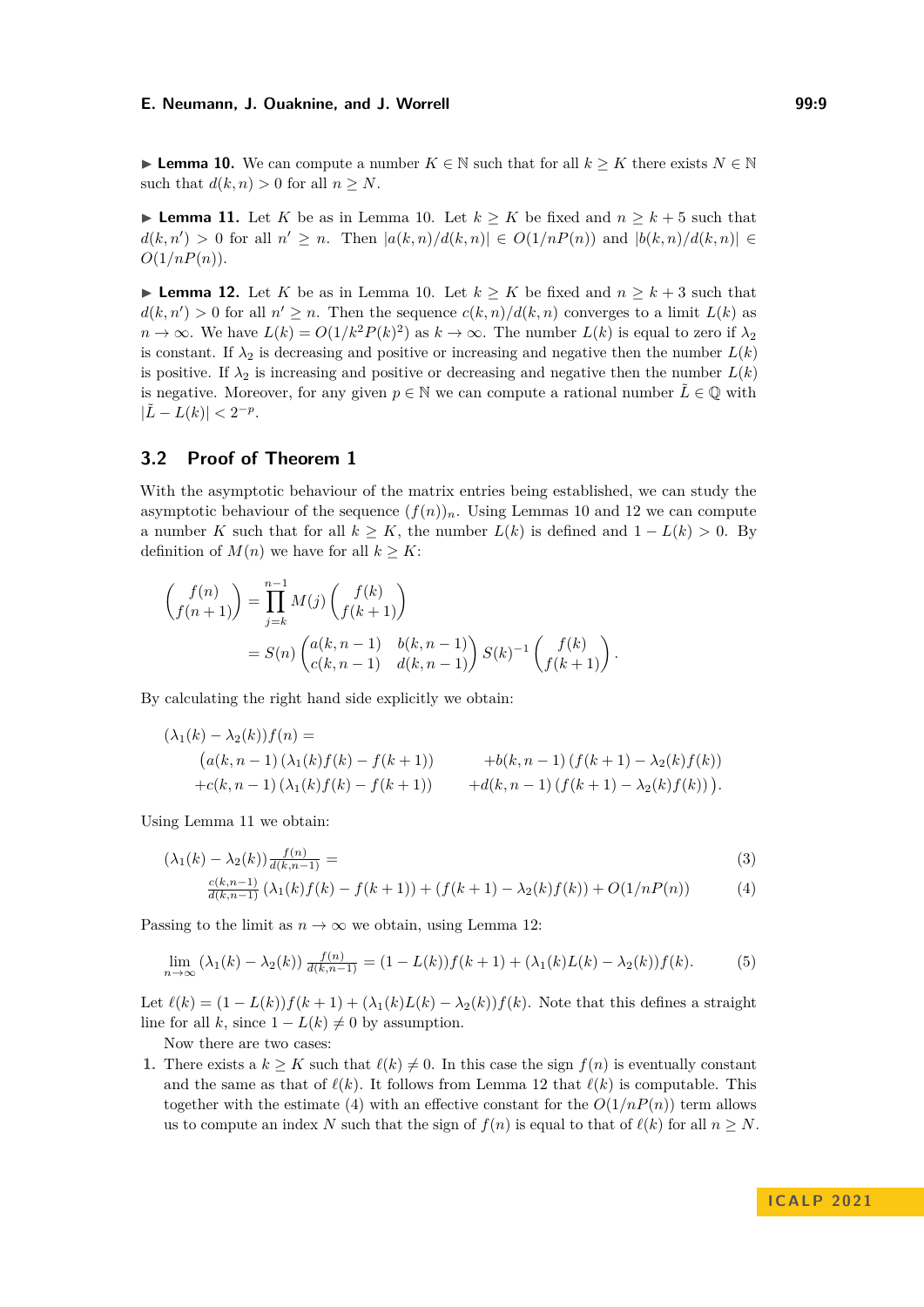▶ **Lemma 10.** We can compute a number $K \in \mathbb{N}$ such that for all $k \geq K$ there exists $N \in \mathbb{N}$ such that $d(k,n) > 0$ for all $n \geq N$.

▶ **Lemma 11.** Let $K$ be as in Lemma 10. Let $k \geq K$ be fixed and $n \geq k+5$ such that $d(k,n') > 0$ for all $n' \geq n$. Then $|a(k,n)/d(k,n)| \in O(1/nP(n))$ and $|b(k,n)/d(k,n)| \in O(1/nP(n))$.

▶ **Lemma 12.** Let $K$ be as in Lemma 10. Let $k \geq K$ be fixed and $n \geq k+3$ such that $d(k,n') > 0$ for all $n' \geq n$. Then the sequence $c(k,n)/d(k,n)$ converges to a limit $L(k)$ as $n \to \infty$. We have $L(k) = O(1/k^2P(k)^2)$ as $k \to \infty$. The number $L(k)$ is equal to zero if $\lambda_2$ is constant. If $\lambda_2$ is decreasing and positive or increasing and negative then the number $L(k)$ is positive. If $\lambda_2$ is increasing and positive or decreasing and negative then the number $L(k)$ is negative. Moreover, for any given $p \in \mathbb{N}$ we can compute a rational number $\tilde{L} \in \mathbb{Q}$ with $|\tilde{L} - L(k)| < 2^{-p}$.

## 3.2 Proof of Theorem 1

With the asymptotic behaviour of the matrix entries being established, we can study the asymptotic behaviour of the sequence $(f(n))_n$. Using Lemmas 10 and 12 we can compute a number $K$ such that for all $k \geq K$, the number $L(k)$ is defined and $1 - L(k) > 0$. By definition of $M(n)$ we have for all $k \geq K$:

$$
\begin{aligned}
\begin{pmatrix} f(n) \\ f(n+1) \end{pmatrix} &= \prod_{j=k}^{n-1} M(j) \begin{pmatrix} f(k) \\ f(k+1) \end{pmatrix} \\
&= S(n) \begin{pmatrix} a(k,n-1) & b(k,n-1) \\ c(k,n-1) & d(k,n-1) \end{pmatrix} S(k)^{-1} \begin{pmatrix} f(k) \\ f(k+1) \end{pmatrix}.
\end{aligned}
$$

By calculating the right hand side explicitly we obtain:

$$
\begin{aligned}
&(\lambda_1(k) - \lambda_2(k)) f(n) = \\
&\quad \big(a(k,n-1)\,(\lambda_1(k) f(k) - f(k+1)) \qquad + b(k,n-1)\,(f(k+1) - \lambda_2(k) f(k)) \\
&\quad + c(k,n-1)\,(\lambda_1(k) f(k) - f(k+1)) \qquad + d(k,n-1)\,(f(k+1) - \lambda_2(k) f(k))\big).
\end{aligned}
$$

Using Lemma 11 we obtain:

$$
(\lambda_1(k) - \lambda_2(k)) \tfrac{f(n)}{d(k,n-1)} = \tag{3}
$$

$$
\tfrac{c(k,n-1)}{d(k,n-1)} (\lambda_1(k) f(k) - f(k+1)) + (f(k+1) - \lambda_2(k) f(k)) + O(1/nP(n)) \tag{4}
$$

Passing to the limit as $n \to \infty$ we obtain, using Lemma 12:

$$
\lim_{n\to\infty} (\lambda_1(k) - \lambda_2(k)) \tfrac{f(n)}{d(k,n-1)} = (1 - L(k)) f(k+1) + (\lambda_1(k) L(k) - \lambda_2(k)) f(k). \tag{5}
$$

Let $\ell(k) = (1 - L(k)) f(k+1) + (\lambda_1(k) L(k) - \lambda_2(k)) f(k)$. Note that this defines a straight line for all $k$, since $1 - L(k) \neq 0$ by assumption.

Now there are two cases:

1. There exists a $k \geq K$ such that $\ell(k) \neq 0$. In this case the sign $f(n)$ is eventually constant and the same as that of $\ell(k)$. It follows from Lemma 12 that $\ell(k)$ is computable. This together with the estimate (4) with an effective constant for the $O(1/nP(n))$ term allows us to compute an index $N$ such that the sign of $f(n)$ is equal to that of $\ell(k)$ for all $n \geq N$.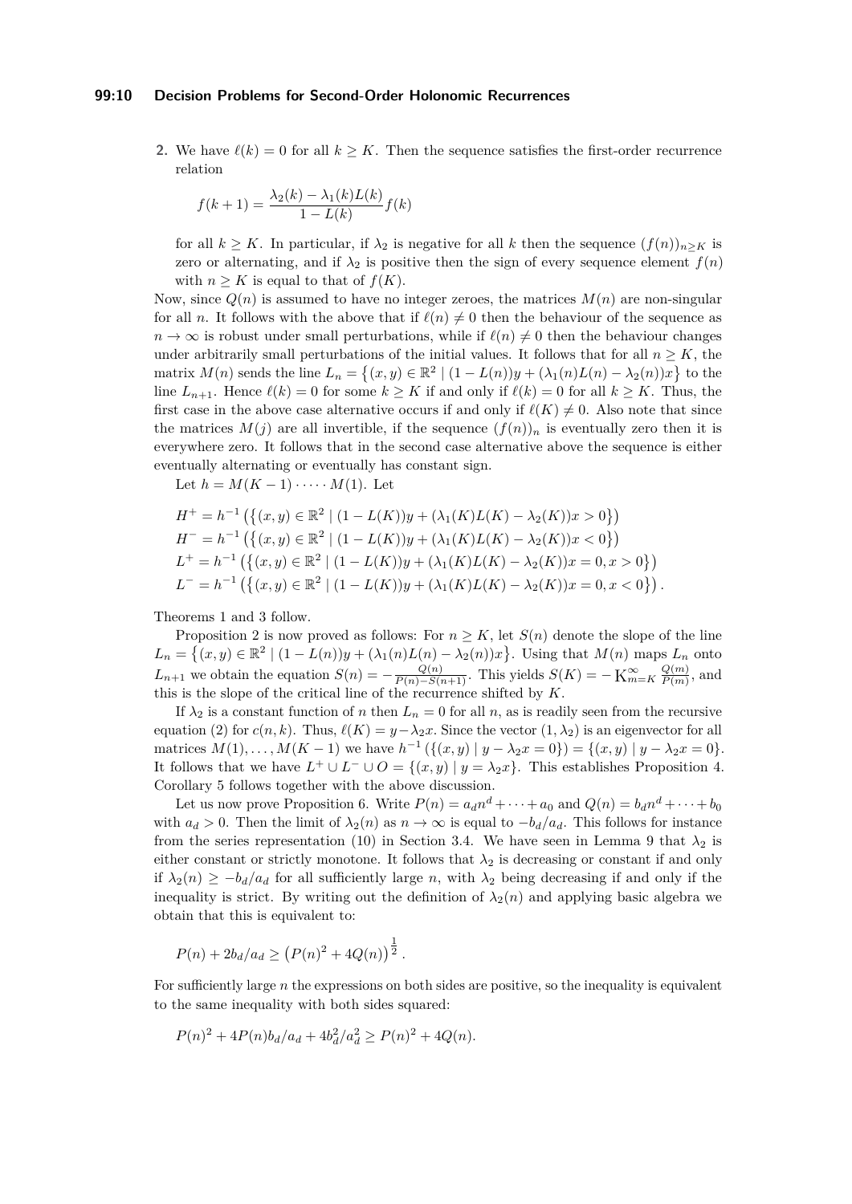2. We have $\ell(k) = 0$ for all $k \geq K$. Then the sequence satisfies the first-order recurrence relation

$$f(k+1) = \frac{\lambda_2(k) - \lambda_1(k)L(k)}{1 - L(k)} f(k)$$

for all $k \geq K$. In particular, if $\lambda_2$ is negative for all $k$ then the sequence $(f(n))_{n \geq K}$ is zero or alternating, and if $\lambda_2$ is positive then the sign of every sequence element $f(n)$ with $n \geq K$ is equal to that of $f(K)$.

Now, since $Q(n)$ is assumed to have no integer zeroes, the matrices $M(n)$ are non-singular for all $n$. It follows with the above that if $\ell(n) \neq 0$ then the behaviour of the sequence as $n \to \infty$ is robust under small perturbations, while if $\ell(n) \neq 0$ then the behaviour changes under arbitrarily small perturbations of the initial values. It follows that for all $n \geq K$, the matrix $M(n)$ sends the line $L_n = \{(x,y) \in \mathbb{R}^2 \mid (1 - L(n))y + (\lambda_1(n)L(n) - \lambda_2(n))x\}$ to the line $L_{n+1}$. Hence $\ell(k) = 0$ for some $k \geq K$ if and only if $\ell(k) = 0$ for all $k \geq K$. Thus, the first case in the above case alternative occurs if and only if $\ell(K) \neq 0$. Also note that since the matrices $M(j)$ are all invertible, if the sequence $(f(n))_n$ is eventually zero then it is everywhere zero. It follows that in the second case alternative above the sequence is either eventually alternating or eventually has constant sign.

Let $h = M(K-1) \cdot \cdots \cdot M(1)$. Let

$$H^+ = h^{-1}\left(\left\{(x,y) \in \mathbb{R}^2 \mid (1 - L(K))y + (\lambda_1(K)L(K) - \lambda_2(K))x > 0\right\}\right)$$
$$H^- = h^{-1}\left(\left\{(x,y) \in \mathbb{R}^2 \mid (1 - L(K))y + (\lambda_1(K)L(K) - \lambda_2(K))x < 0\right\}\right)$$
$$L^+ = h^{-1}\left(\left\{(x,y) \in \mathbb{R}^2 \mid (1 - L(K))y + (\lambda_1(K)L(K) - \lambda_2(K))x = 0, x > 0\right\}\right)$$
$$L^- = h^{-1}\left(\left\{(x,y) \in \mathbb{R}^2 \mid (1 - L(K))y + (\lambda_1(K)L(K) - \lambda_2(K))x = 0, x < 0\right\}\right).$$

Theorems 1 and 3 follow.

Proposition 2 is now proved as follows: For $n \geq K$, let $S(n)$ denote the slope of the line $L_n = \{(x,y) \in \mathbb{R}^2 \mid (1 - L(n))y + (\lambda_1(n)L(n) - \lambda_2(n))x\}$. Using that $M(n)$ maps $L_n$ onto $L_{n+1}$ we obtain the equation $S(n) = -\frac{Q(n)}{P(n) - S(n+1)}$. This yields $S(K) = -\operatorname{K}_{m=K}^{\infty} \frac{Q(m)}{P(m)}$, and this is the slope of the critical line of the recurrence shifted by $K$.

If $\lambda_2$ is a constant function of $n$ then $L_n = 0$ for all $n$, as is readily seen from the recursive equation (2) for $c(n,k)$. Thus, $\ell(K) = y - \lambda_2 x$. Since the vector $(1, \lambda_2)$ is an eigenvector for all matrices $M(1), \ldots, M(K-1)$ we have $h^{-1}(\{(x,y) \mid y - \lambda_2 x = 0\}) = \{(x,y) \mid y - \lambda_2 x = 0\}$. It follows that we have $L^+ \cup L^- \cup O = \{(x,y) \mid y = \lambda_2 x\}$. This establishes Proposition 4. Corollary 5 follows together with the above discussion.

Let us now prove Proposition 6. Write $P(n) = a_d n^d + \cdots + a_0$ and $Q(n) = b_d n^d + \cdots + b_0$ with $a_d > 0$. Then the limit of $\lambda_2(n)$ as $n \to \infty$ is equal to $-b_d/a_d$. This follows for instance from the series representation (10) in Section 3.4. We have seen in Lemma 9 that $\lambda_2$ is either constant or strictly monotone. It follows that $\lambda_2$ is decreasing or constant if and only if $\lambda_2(n) \geq -b_d/a_d$ for all sufficiently large $n$, with $\lambda_2$ being decreasing if and only if the inequality is strict. By writing out the definition of $\lambda_2(n)$ and applying basic algebra we obtain that this is equivalent to:

$$P(n) + 2b_d/a_d \geq \left(P(n)^2 + 4Q(n)\right)^{\frac{1}{2}}.$$

For sufficiently large $n$ the expressions on both sides are positive, so the inequality is equivalent to the same inequality with both sides squared:

$$P(n)^2 + 4P(n)b_d/a_d + 4b_d^2/a_d^2 \geq P(n)^2 + 4Q(n).$$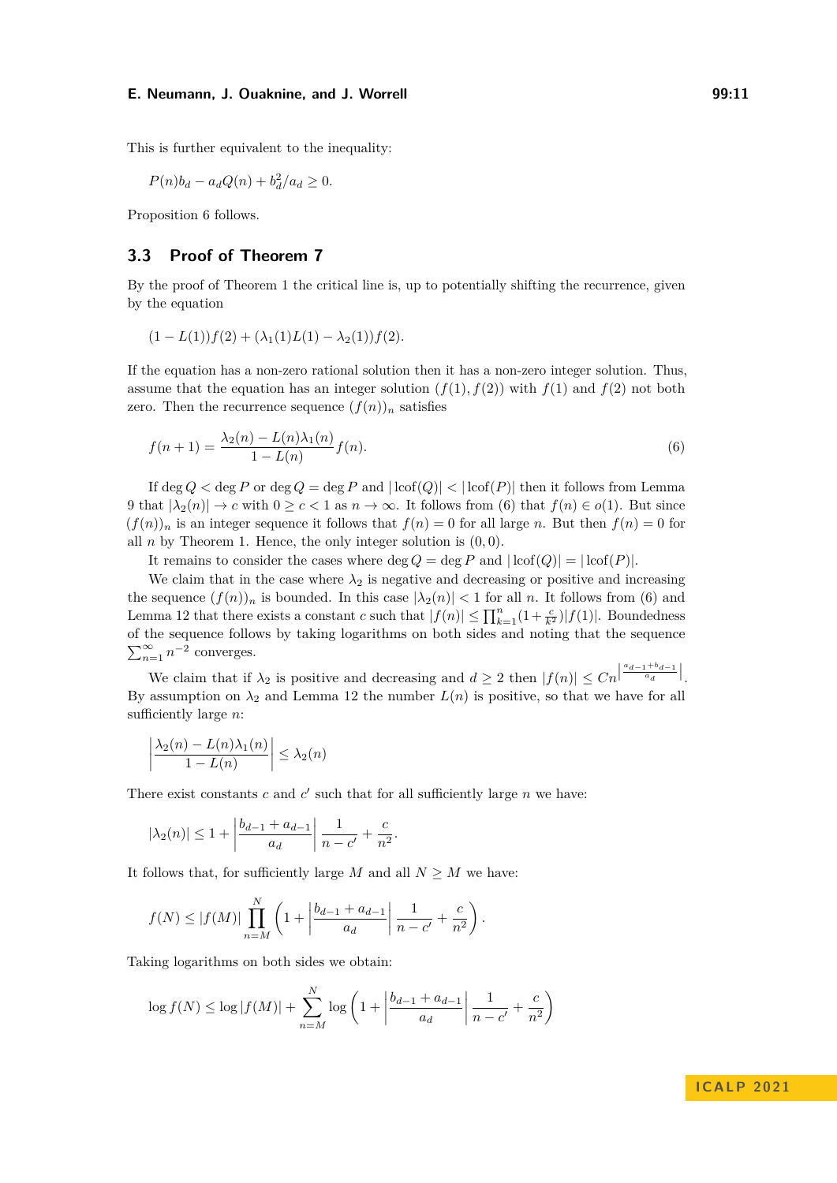This is further equivalent to the inequality:

$$P(n)b_d - a_d Q(n) + b_d^2/a_d \geq 0.$$

Proposition 6 follows.

## 3.3 Proof of Theorem 7

By the proof of Theorem 1 the critical line is, up to potentially shifting the recurrence, given by the equation

$$(1 - L(1))f(2) + (\lambda_1(1)L(1) - \lambda_2(1))f(2).$$

If the equation has a non-zero rational solution then it has a non-zero integer solution. Thus, assume that the equation has an integer solution $(f(1), f(2))$ with $f(1)$ and $f(2)$ not both zero. Then the recurrence sequence $(f(n))_n$ satisfies

$$f(n+1) = \frac{\lambda_2(n) - L(n)\lambda_1(n)}{1 - L(n)} f(n). \tag{6}$$

If $\deg Q < \deg P$ or $\deg Q = \deg P$ and $|\operatorname{lcof}(Q)| < |\operatorname{lcof}(P)|$ then it follows from Lemma 9 that $|\lambda_2(n)| \to c$ with $0 \geq c < 1$ as $n \to \infty$. It follows from (6) that $f(n) \in o(1)$. But since $(f(n))_n$ is an integer sequence it follows that $f(n) = 0$ for all large $n$. But then $f(n) = 0$ for all $n$ by Theorem 1. Hence, the only integer solution is $(0, 0)$.

It remains to consider the cases where $\deg Q = \deg P$ and $|\operatorname{lcof}(Q)| = |\operatorname{lcof}(P)|$.

We claim that in the case where $\lambda_2$ is negative and decreasing or positive and increasing the sequence $(f(n))_n$ is bounded. In this case $|\lambda_2(n)| < 1$ for all $n$. It follows from (6) and Lemma 12 that there exists a constant $c$ such that $|f(n)| \leq \prod_{k=1}^{n}(1 + \frac{c}{k^2})|f(1)|$. Boundedness of the sequence follows by taking logarithms on both sides and noting that the sequence $\sum_{n=1}^{\infty} n^{-2}$ converges.

We claim that if $\lambda_2$ is positive and decreasing and $d \geq 2$ then $|f(n)| \leq Cn^{\left|\frac{a_{d-1}+b_{d-1}}{a_d}\right|}$. By assumption on $\lambda_2$ and Lemma 12 the number $L(n)$ is positive, so that we have for all sufficiently large $n$:

$$\left|\frac{\lambda_2(n) - L(n)\lambda_1(n)}{1 - L(n)}\right| \leq \lambda_2(n)$$

There exist constants $c$ and $c'$ such that for all sufficiently large $n$ we have:

$$|\lambda_2(n)| \leq 1 + \left|\frac{b_{d-1} + a_{d-1}}{a_d}\right| \frac{1}{n - c'} + \frac{c}{n^2}.$$

It follows that, for sufficiently large $M$ and all $N \geq M$ we have:

$$f(N) \leq |f(M)| \prod_{n=M}^{N} \left(1 + \left|\frac{b_{d-1} + a_{d-1}}{a_d}\right| \frac{1}{n - c'} + \frac{c}{n^2}\right).$$

Taking logarithms on both sides we obtain:

$$\log f(N) \leq \log |f(M)| + \sum_{n=M}^{N} \log \left(1 + \left|\frac{b_{d-1} + a_{d-1}}{a_d}\right| \frac{1}{n - c'} + \frac{c}{n^2}\right)$$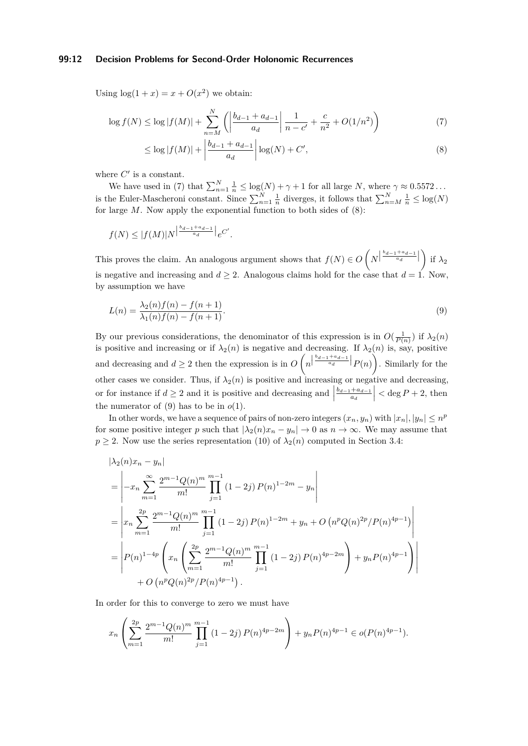Using $\log(1+x) = x + O(x^2)$ we obtain:

$$\log f(N) \leq \log|f(M)| + \sum_{n=M}^{N} \left( \left| \frac{b_{d-1} + a_{d-1}}{a_d} \right| \frac{1}{n - c'} + \frac{c}{n^2} + O(1/n^2) \right) \tag{7}$$

$$\leq \log|f(M)| + \left| \frac{b_{d-1} + a_{d-1}}{a_d} \right| \log(N) + C', \tag{8}$$

where $C'$ is a constant.

We have used in (7) that $\sum_{n=1}^{N} \frac{1}{n} \leq \log(N) + \gamma + 1$ for all large $N$, where $\gamma \approx 0.5572\ldots$ is the Euler-Mascheroni constant. Since $\sum_{n=1}^{N} \frac{1}{n}$ diverges, it follows that $\sum_{n=M}^{N} \frac{1}{n} \leq \log(N)$ for large $M$. Now apply the exponential function to both sides of (8):

$$f(N) \leq |f(M)| N^{\left|\frac{b_{d-1}+a_{d-1}}{a_d}\right|} e^{C'}.$$

This proves the claim. An analogous argument shows that $f(N) \in O\left(N^{\left|\frac{b_{d-1}+a_{d-1}}{a_d}\right|}\right)$ if $\lambda_2$ is negative and increasing and $d \geq 2$. Analogous claims hold for the case that $d = 1$. Now, by assumption we have

$$L(n) = \frac{\lambda_2(n) f(n) - f(n+1)}{\lambda_1(n) f(n) - f(n+1)}. \tag{9}$$

By our previous considerations, the denominator of this expression is in $O(\frac{1}{P(n)})$ if $\lambda_2(n)$ is positive and increasing or if $\lambda_2(n)$ is negative and decreasing. If $\lambda_2(n)$ is, say, positive and decreasing and $d \geq 2$ then the expression is in $O\left(n^{\left|\frac{b_{d-1}+a_{d-1}}{a_d}\right|} P(n)\right)$. Similarly for the other cases we consider. Thus, if $\lambda_2(n)$ is positive and increasing or negative and decreasing, or for instance if $d \geq 2$ and it is positive and decreasing and $\left|\frac{b_{d-1}+a_{d-1}}{a_d}\right| < \deg P + 2$, then the numerator of (9) has to be in $o(1)$.

In other words, we have a sequence of pairs of non-zero integers $(x_n, y_n)$ with $|x_n|, |y_n| \leq n^p$ for some positive integer $p$ such that $|\lambda_2(n) x_n - y_n| \to 0$ as $n \to \infty$. We may assume that $p \geq 2$. Now use the series representation (10) of $\lambda_2(n)$ computed in Section 3.4:

$$\begin{aligned}
&|\lambda_2(n) x_n - y_n| \\
&= \left| -x_n \sum_{m=1}^{\infty} \frac{2^{m-1} Q(n)^m}{m!} \prod_{j=1}^{m-1} (1-2j) \, P(n)^{1-2m} - y_n \right| \\
&= \left| x_n \sum_{m=1}^{2p} \frac{2^{m-1} Q(n)^m}{m!} \prod_{j=1}^{m-1} (1-2j) \, P(n)^{1-2m} + y_n + O\left(n^p Q(n)^{2p} / P(n)^{4p-1}\right) \right| \\
&= \left| P(n)^{1-4p} \left( x_n \left( \sum_{m=1}^{2p} \frac{2^{m-1} Q(n)^m}{m!} \prod_{j=1}^{m-1} (1-2j) \, P(n)^{4p-2m} \right) + y_n P(n)^{4p-1} \right) \right| \\
&\quad + O\left(n^p Q(n)^{2p} / P(n)^{4p-1}\right).
\end{aligned}$$

In order for this to converge to zero we must have

$$x_n \left( \sum_{m=1}^{2p} \frac{2^{m-1} Q(n)^m}{m!} \prod_{j=1}^{m-1} (1-2j) \, P(n)^{4p-2m} \right) + y_n P(n)^{4p-1} \in o(P(n)^{4p-1}).$$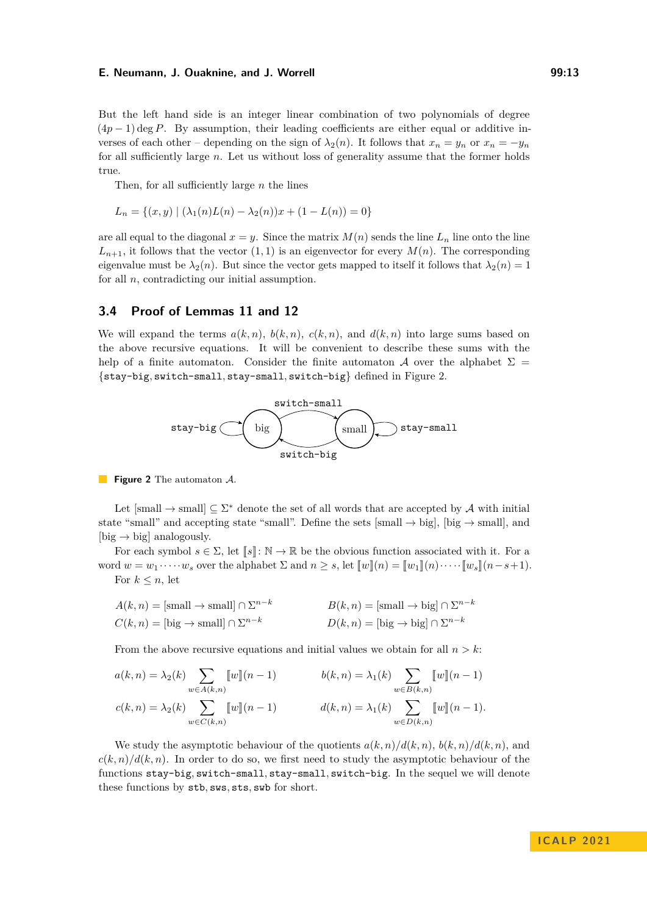But the left hand side is an integer linear combination of two polynomials of degree $(4p-1)\deg P$. By assumption, their leading coefficients are either equal or additive inverses of each other – depending on the sign of $\lambda_2(n)$. It follows that $x_n = y_n$ or $x_n = -y_n$ for all sufficiently large $n$. Let us without loss of generality assume that the former holds true.

Then, for all sufficiently large $n$ the lines

$$L_n = \{(x,y) \mid (\lambda_1(n)L(n) - \lambda_2(n))x + (1 - L(n)) = 0\}$$

are all equal to the diagonal $x = y$. Since the matrix $M(n)$ sends the line $L_n$ line onto the line $L_{n+1}$, it follows that the vector $(1,1)$ is an eigenvector for every $M(n)$. The corresponding eigenvalue must be $\lambda_2(n)$. But since the vector gets mapped to itself it follows that $\lambda_2(n) = 1$ for all $n$, contradicting our initial assumption.

## 3.4 Proof of Lemmas 11 and 12

We will expand the terms $a(k,n)$, $b(k,n)$, $c(k,n)$, and $d(k,n)$ into large sums based on the above recursive equations. It will be convenient to describe these sums with the help of a finite automaton. Consider the finite automaton $\mathcal{A}$ over the alphabet $\Sigma = \{$`stay-big`, `switch-small`, `stay-small`, `switch-big`$\}$ defined in Figure 2.

**Figure 2** The automaton $\mathcal{A}$.

Let $[\text{small} \to \text{small}] \subseteq \Sigma^*$ denote the set of all words that are accepted by $\mathcal{A}$ with initial state "small" and accepting state "small". Define the sets $[\text{small} \to \text{big}]$, $[\text{big} \to \text{small}]$, and $[\text{big} \to \text{big}]$ analogously.

For each symbol $s \in \Sigma$, let $[\![s]\!] \colon \mathbb{N} \to \mathbb{R}$ be the obvious function associated with it. For a word $w = w_1 \cdot \dots \cdot w_s$ over the alphabet $\Sigma$ and $n \geq s$, let $[\![w]\!](n) = [\![w_1]\!](n) \cdot \dots \cdot [\![w_s]\!](n-s+1)$.

For $k \leq n$, let

$$A(k,n) = [\text{small} \to \text{small}] \cap \Sigma^{n-k} \qquad B(k,n) = [\text{small} \to \text{big}] \cap \Sigma^{n-k}$$
$$C(k,n) = [\text{big} \to \text{small}] \cap \Sigma^{n-k} \qquad D(k,n) = [\text{big} \to \text{big}] \cap \Sigma^{n-k}$$

From the above recursive equations and initial values we obtain for all $n > k$:

$$a(k,n) = \lambda_2(k) \sum_{w \in A(k,n)} [\![w]\!](n-1) \qquad b(k,n) = \lambda_1(k) \sum_{w \in B(k,n)} [\![w]\!](n-1)$$
$$c(k,n) = \lambda_2(k) \sum_{w \in C(k,n)} [\![w]\!](n-1) \qquad d(k,n) = \lambda_1(k) \sum_{w \in D(k,n)} [\![w]\!](n-1).$$

We study the asymptotic behaviour of the quotients $a(k,n)/d(k,n)$, $b(k,n)/d(k,n)$, and $c(k,n)/d(k,n)$. In order to do so, we first need to study the asymptotic behaviour of the functions `stay-big`, `switch-small`, `stay-small`, `switch-big`. In the sequel we will denote these functions by `stb`, `sws`, `sts`, `swb` for short.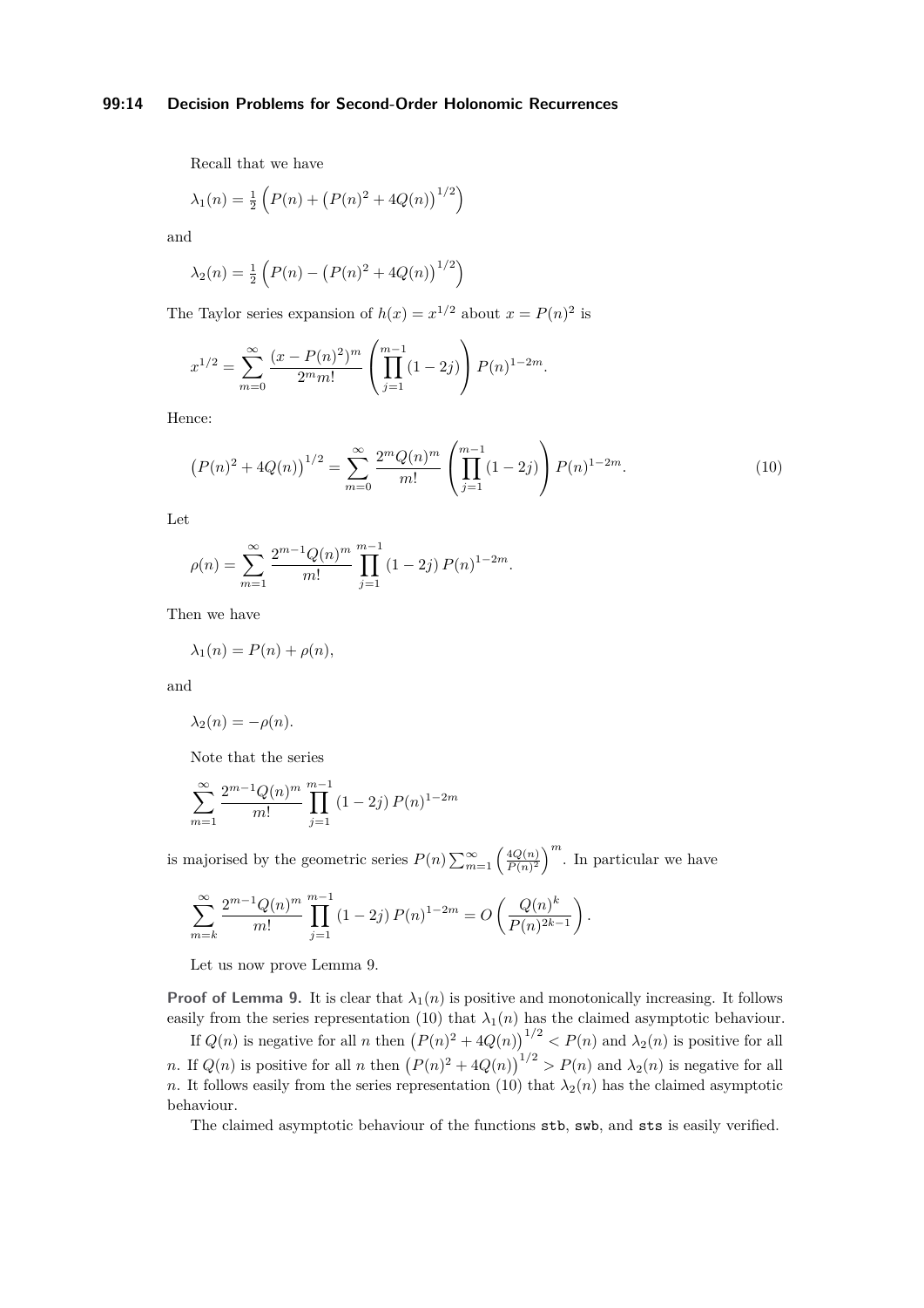Recall that we have

$$\lambda_1(n) = \tfrac{1}{2}\left(P(n) + \left(P(n)^2 + 4Q(n)\right)^{1/2}\right)$$

and

$$\lambda_2(n) = \tfrac{1}{2}\left(P(n) - \left(P(n)^2 + 4Q(n)\right)^{1/2}\right)$$

The Taylor series expansion of $h(x) = x^{1/2}$ about $x = P(n)^2$ is

$$x^{1/2} = \sum_{m=0}^{\infty} \frac{(x - P(n)^2)^m}{2^m m!} \left(\prod_{j=1}^{m-1} (1-2j)\right) P(n)^{1-2m}.$$

Hence:

$$\left(P(n)^2 + 4Q(n)\right)^{1/2} = \sum_{m=0}^{\infty} \frac{2^m Q(n)^m}{m!} \left(\prod_{j=1}^{m-1} (1-2j)\right) P(n)^{1-2m}. \tag{10}$$

Let

$$\rho(n) = \sum_{m=1}^{\infty} \frac{2^{m-1} Q(n)^m}{m!} \prod_{j=1}^{m-1} (1-2j)\, P(n)^{1-2m}.$$

Then we have

$$\lambda_1(n) = P(n) + \rho(n),$$

and

$$\lambda_2(n) = -\rho(n).$$

Note that the series

$$\sum_{m=1}^{\infty} \frac{2^{m-1} Q(n)^m}{m!} \prod_{j=1}^{m-1} (1-2j)\, P(n)^{1-2m}$$

is majorised by the geometric series $P(n) \sum_{m=1}^{\infty} \left(\frac{4Q(n)}{P(n)^2}\right)^m$. In particular we have

$$\sum_{m=k}^{\infty} \frac{2^{m-1} Q(n)^m}{m!} \prod_{j=1}^{m-1} (1-2j)\, P(n)^{1-2m} = O\left(\frac{Q(n)^k}{P(n)^{2k-1}}\right).$$

Let us now prove Lemma 9.

**Proof of Lemma 9.** It is clear that $\lambda_1(n)$ is positive and monotonically increasing. It follows easily from the series representation (10) that $\lambda_1(n)$ has the claimed asymptotic behaviour.

If $Q(n)$ is negative for all $n$ then $\left(P(n)^2 + 4Q(n)\right)^{1/2} < P(n)$ and $\lambda_2(n)$ is positive for all $n$. If $Q(n)$ is positive for all $n$ then $\left(P(n)^2 + 4Q(n)\right)^{1/2} > P(n)$ and $\lambda_2(n)$ is negative for all $n$. It follows easily from the series representation (10) that $\lambda_2(n)$ has the claimed asymptotic behaviour.

The claimed asymptotic behaviour of the functions `stb`, `swb`, and `sts` is easily verified.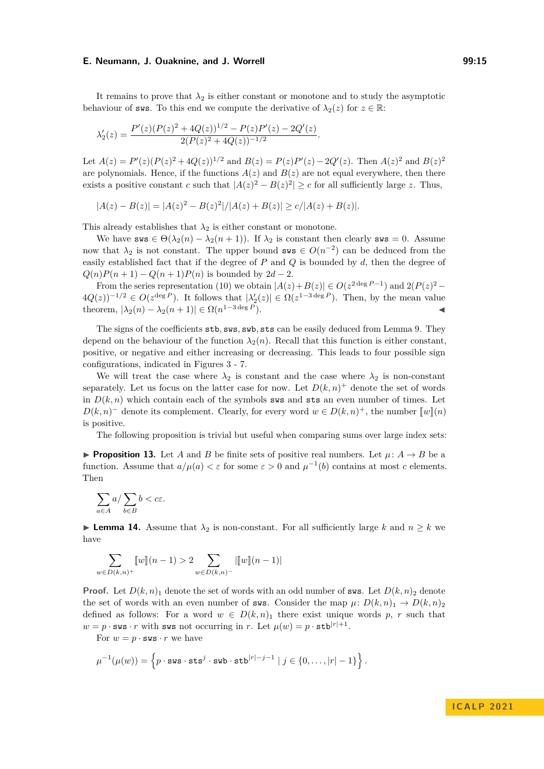It remains to prove that $\lambda_2$ is either constant or monotone and to study the asymptotic behaviour of sws. To this end we compute the derivative of $\lambda_2(z)$ for $z \in \mathbb{R}$:

$$\lambda_2'(z) = \frac{P'(z)(P(z)^2 + 4Q(z))^{1/2} - P(z)P'(z) - 2Q'(z)}{2(P(z)^2 + 4Q(z))^{-1/2}}.$$

Let $A(z) = P'(z)(P(z)^2 + 4Q(z))^{1/2}$ and $B(z) = P(z)P'(z) - 2Q'(z)$. Then $A(z)^2$ and $B(z)^2$ are polynomials. Hence, if the functions $A(z)$ and $B(z)$ are not equal everywhere, then there exists a positive constant $c$ such that $|A(z)^2 - B(z)^2| \geq c$ for all sufficiently large $z$. Thus,

$$|A(z) - B(z)| = |A(z)^2 - B(z)^2|/|A(z) + B(z)| \geq c/|A(z) + B(z)|.$$

This already establishes that $\lambda_2$ is either constant or monotone.

We have $\texttt{sws} \in \Theta(\lambda_2(n) - \lambda_2(n+1))$. If $\lambda_2$ is constant then clearly $\texttt{sws} = 0$. Assume now that $\lambda_2$ is not constant. The upper bound $\texttt{sws} \in O(n^{-2})$ can be deduced from the easily established fact that if the degree of $P$ and $Q$ is bounded by $d$, then the degree of $Q(n)P(n+1) - Q(n+1)P(n)$ is bounded by $2d - 2$.

From the series representation (10) we obtain $|A(z)+B(z)| \in O(z^{2\deg P - 1})$ and $2(P(z)^2 - 4Q(z))^{-1/2} \in O(z^{\deg P})$. It follows that $|\lambda_2'(z)| \in \Omega(z^{1-3\deg P})$. Then, by the mean value theorem, $|\lambda_2(n) - \lambda_2(n+1)| \in \Omega(n^{1-3\deg P})$. ◀

The signs of the coefficients $\texttt{stb}, \texttt{sws}, \texttt{swb}, \texttt{sts}$ can be easily deduced from Lemma 9. They depend on the behaviour of the function $\lambda_2(n)$. Recall that this function is either constant, positive, or negative and either increasing or decreasing. This leads to four possible sign configurations, indicated in Figures 3 - 7.

We will treat the case where $\lambda_2$ is constant and the case where $\lambda_2$ is non-constant separately. Let us focus on the latter case for now. Let $D(k,n)^+$ denote the set of words in $D(k,n)$ which contain each of the symbols sws and sts an even number of times. Let $D(k,n)^-$ denote its complement. Clearly, for every word $w \in D(k,n)^+$, the number $[\![w]\!](n)$ is positive.

The following proposition is trivial but useful when comparing sums over large index sets:

▶ **Proposition 13.** Let $A$ and $B$ be finite sets of positive real numbers. Let $\mu \colon A \to B$ be a function. Assume that $a/\mu(a) < \varepsilon$ for some $\varepsilon > 0$ and $\mu^{-1}(b)$ contains at most $c$ elements. Then

$$\sum_{a \in A} a / \sum_{b \in B} b < c\varepsilon.$$

▶ **Lemma 14.** Assume that $\lambda_2$ is non-constant. For all sufficiently large $k$ and $n \geq k$ we have

$$\sum_{w \in D(k,n)^+} [\![w]\!](n-1) > 2 \sum_{w \in D(k,n)^-} |[\![w]\!](n-1)|$$

**Proof.** Let $D(k,n)_1$ denote the set of words with an odd number of sws. Let $D(k,n)_2$ denote the set of words with an even number of sws. Consider the map $\mu \colon D(k,n)_1 \to D(k,n)_2$ defined as follows: For a word $w \in D(k,n)_1$ there exist unique words $p$, $r$ such that $w = p \cdot \texttt{sws} \cdot r$ with sws not occurring in $r$. Let $\mu(w) = p \cdot \texttt{stb}^{|r|+1}$.

For $w = p \cdot \texttt{sws} \cdot r$ we have

$$\mu^{-1}(\mu(w)) = \left\{ p \cdot \texttt{sws} \cdot \texttt{sts}^j \cdot \texttt{swb} \cdot \texttt{stb}^{|r|-j-1} \mid j \in \{0, \ldots, |r|-1\} \right\}.$$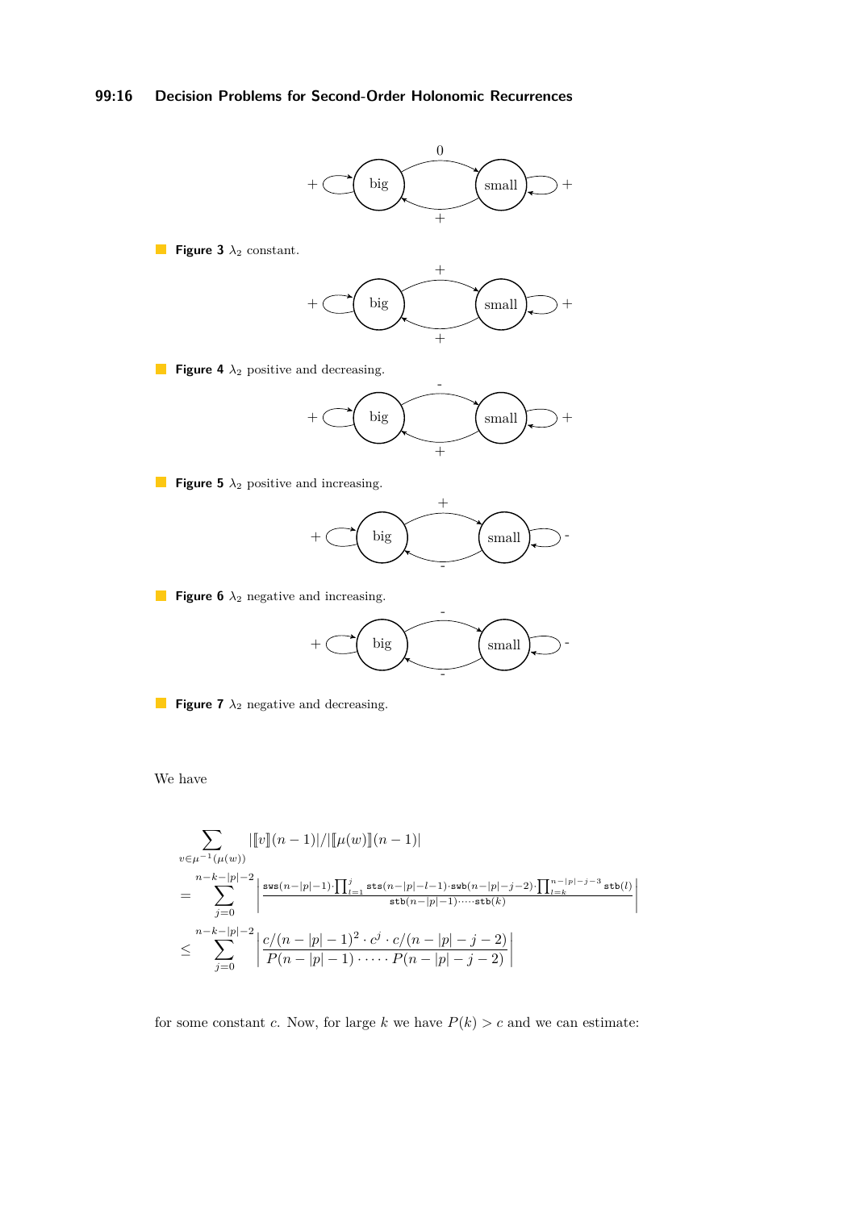**Figure 3** $\lambda_2$ constant.

**Figure 4** $\lambda_2$ positive and decreasing.

**Figure 5** $\lambda_2$ positive and increasing.

**Figure 6** $\lambda_2$ negative and increasing.

**Figure 7** $\lambda_2$ negative and decreasing.

We have

$$
\begin{aligned}
&\sum_{v\in\mu^{-1}(\mu(w))} |[\![v]\!](n-1)|/|[\![\mu(w)]\!](n-1)| \\
&= \sum_{j=0}^{n-k-|p|-2} \left| \frac{\mathtt{sws}(n-|p|-1)\cdot\prod_{l=1}^{j}\mathtt{sts}(n-|p|-l-1)\cdot\mathtt{swb}(n-|p|-j-2)\cdot\prod_{l=k}^{n-|p|-j-3}\mathtt{stb}(l)}{\mathtt{stb}(n-|p|-1)\cdot\dots\cdot\mathtt{stb}(k)} \right| \\
&\leq \sum_{j=0}^{n-k-|p|-2} \left| \frac{c/(n-|p|-1)^2\cdot c^j\cdot c/(n-|p|-j-2)}{P(n-|p|-1)\cdot\dots\cdot P(n-|p|-j-2)} \right|
\end{aligned}
$$

for some constant $c$. Now, for large $k$ we have $P(k) > c$ and we can estimate: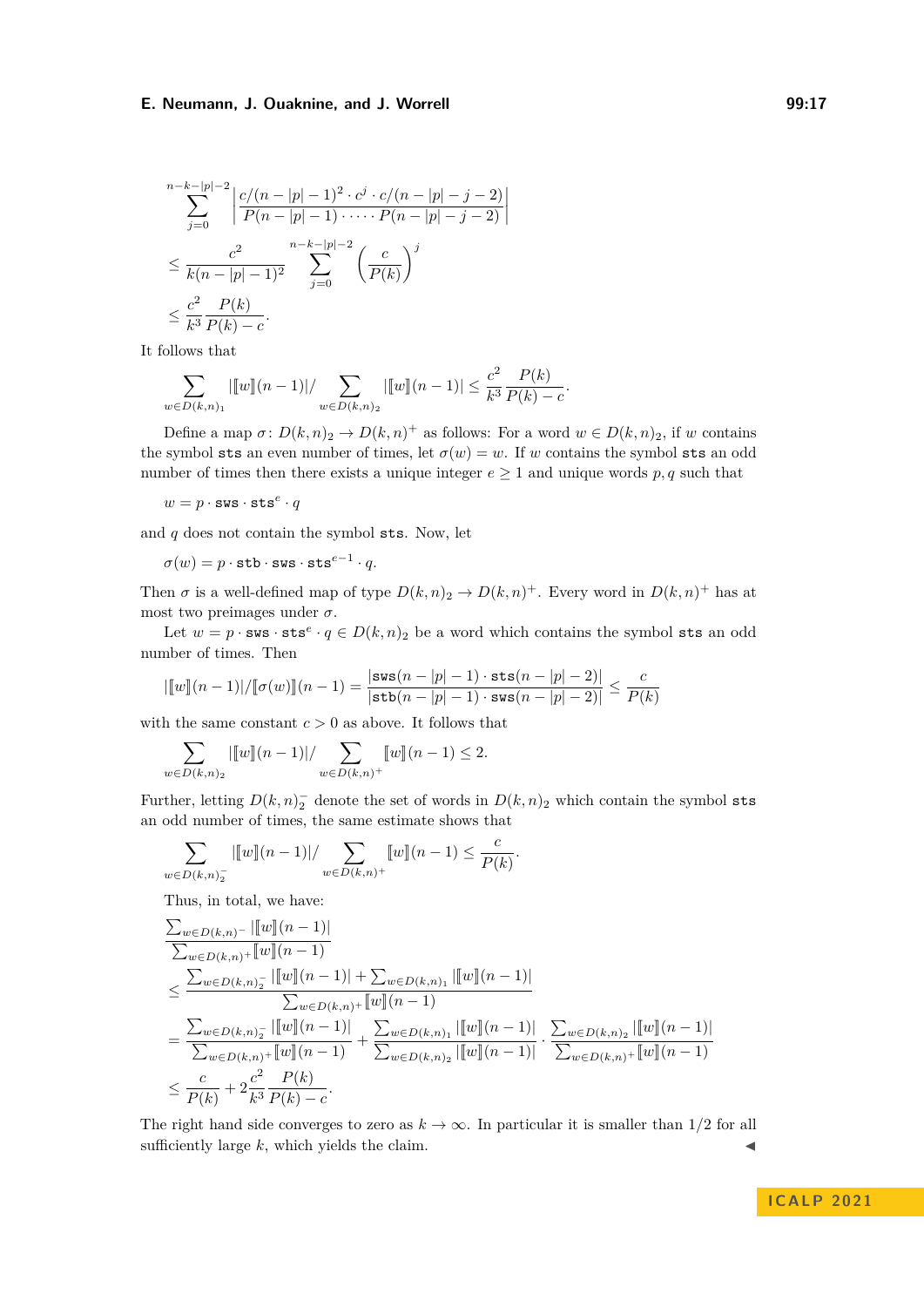$$
\begin{aligned}
&\sum_{j=0}^{n-k-|p|-2} \left| \frac{c/(n-|p|-1)^2 \cdot c^j \cdot c/(n-|p|-j-2)}{P(n-|p|-1)\cdot \dots \cdot P(n-|p|-j-2)} \right| \\
&\leq \frac{c^2}{k(n-|p|-1)^2} \sum_{j=0}^{n-k-|p|-2} \left( \frac{c}{P(k)} \right)^j \\
&\leq \frac{c^2}{k^3} \frac{P(k)}{P(k)-c}.
\end{aligned}
$$

It follows that

$$
\sum_{w\in D(k,n)_1} |[\![w]\!](n-1)| / \sum_{w\in D(k,n)_2} |[\![w]\!](n-1)| \leq \frac{c^2}{k^3}\frac{P(k)}{P(k)-c}.
$$

Define a map $\sigma\colon D(k,n)_2 \to D(k,n)^+$ as follows: For a word $w \in D(k,n)_2$, if $w$ contains the symbol $\mathtt{sts}$ an even number of times, let $\sigma(w) = w$. If $w$ contains the symbol $\mathtt{sts}$ an odd number of times then there exists a unique integer $e \geq 1$ and unique words $p, q$ such that

$$
w = p \cdot \mathtt{sws} \cdot \mathtt{sts}^e \cdot q
$$

and $q$ does not contain the symbol $\mathtt{sts}$. Now, let

$$
\sigma(w) = p \cdot \mathtt{stb} \cdot \mathtt{sws} \cdot \mathtt{sts}^{e-1} \cdot q.
$$

Then $\sigma$ is a well-defined map of type $D(k,n)_2 \to D(k,n)^+$. Every word in $D(k,n)^+$ has at most two preimages under $\sigma$.

Let $w = p \cdot \mathtt{sws} \cdot \mathtt{sts}^e \cdot q \in D(k,n)_2$ be a word which contains the symbol $\mathtt{sts}$ an odd number of times. Then

$$
|[\![w]\!](n-1)| / [\![\sigma(w)]\!](n-1) = \frac{|\mathtt{sws}(n-|p|-1)\cdot \mathtt{sts}(n-|p|-2)|}{|\mathtt{stb}(n-|p|-1)\cdot \mathtt{sws}(n-|p|-2)|} \leq \frac{c}{P(k)}
$$

with the same constant $c > 0$ as above. It follows that

$$
\sum_{w\in D(k,n)_2} |[\![w]\!](n-1)| / \sum_{w\in D(k,n)^+} [\![w]\!](n-1) \leq 2.
$$

Further, letting $D(k,n)_2^-$ denote the set of words in $D(k,n)_2$ which contain the symbol $\mathtt{sts}$ an odd number of times, the same estimate shows that

$$
\sum_{w\in D(k,n)_2^-} |[\![w]\!](n-1)| / \sum_{w\in D(k,n)^+} [\![w]\!](n-1) \leq \frac{c}{P(k)}.
$$

Thus, in total, we have:

$$
\begin{aligned}
&\frac{\sum_{w\in D(k,n)^-} |[\![w]\!](n-1)|}{\sum_{w\in D(k,n)^+} [\![w]\!](n-1)} \\
&\leq \frac{\sum_{w\in D(k,n)_2^-} |[\![w]\!](n-1)| + \sum_{w\in D(k,n)_1} |[\![w]\!](n-1)|}{\sum_{w\in D(k,n)^+} [\![w]\!](n-1)} \\
&= \frac{\sum_{w\in D(k,n)_2^-} |[\![w]\!](n-1)|}{\sum_{w\in D(k,n)^+} [\![w]\!](n-1)} + \frac{\sum_{w\in D(k,n)_1} |[\![w]\!](n-1)|}{\sum_{w\in D(k,n)_2} |[\![w]\!](n-1)|} \cdot \frac{\sum_{w\in D(k,n)_2} |[\![w]\!](n-1)|}{\sum_{w\in D(k,n)^+} [\![w]\!](n-1)} \\
&\leq \frac{c}{P(k)} + 2\frac{c^2}{k^3}\frac{P(k)}{P(k)-c}.
\end{aligned}
$$

The right hand side converges to zero as $k \to \infty$. In particular it is smaller than $1/2$ for all sufficiently large $k$, which yields the claim. ◀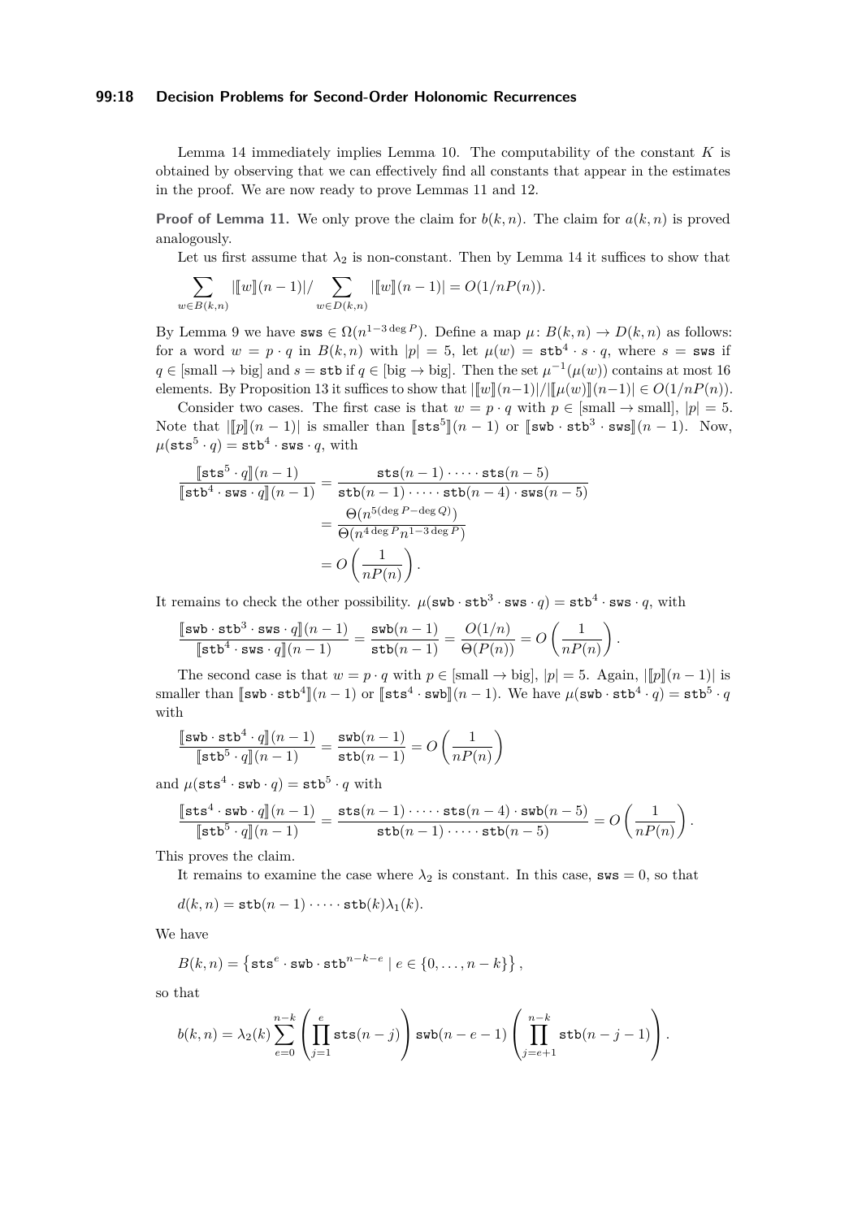Lemma 14 immediately implies Lemma 10. The computability of the constant $K$ is obtained by observing that we can effectively find all constants that appear in the estimates in the proof. We are now ready to prove Lemmas 11 and 12.

**Proof of Lemma 11.** We only prove the claim for $b(k,n)$. The claim for $a(k,n)$ is proved analogously.

Let us first assume that $\lambda_2$ is non-constant. Then by Lemma 14 it suffices to show that

$$\sum_{w \in B(k,n)} |[\![w]\!](n-1)| / \sum_{w \in D(k,n)} |[\![w]\!](n-1)| = O(1/nP(n)).$$

By Lemma 9 we have $\mathtt{sws} \in \Omega(n^{1-3\deg P})$. Define a map $\mu\colon B(k,n) \to D(k,n)$ as follows: for a word $w = p \cdot q$ in $B(k,n)$ with $|p| = 5$, let $\mu(w) = \mathtt{stb}^4 \cdot s \cdot q$, where $s = \mathtt{sws}$ if $q \in [\text{small} \to \text{big}]$ and $s = \mathtt{stb}$ if $q \in [\text{big} \to \text{big}]$. Then the set $\mu^{-1}(\mu(w))$ contains at most 16 elements. By Proposition 13 it suffices to show that $|[\![w]\!](n-1)|/|[\![\mu(w)]\!](n-1)| \in O(1/nP(n))$.

Consider two cases. The first case is that $w = p \cdot q$ with $p \in [\text{small} \to \text{small}]$, $|p| = 5$. Note that $|[\![p]\!](n-1)|$ is smaller than $[\![\mathtt{sts}^5]\!](n-1)$ or $[\![\mathtt{swb} \cdot \mathtt{stb}^3 \cdot \mathtt{sws}]\!](n-1)$. Now, $\mu(\mathtt{sts}^5 \cdot q) = \mathtt{stb}^4 \cdot \mathtt{sws} \cdot q$, with

$$\begin{aligned}
\frac{[\![\mathtt{sts}^5 \cdot q]\!](n-1)}{[\![\mathtt{stb}^4 \cdot \mathtt{sws} \cdot q]\!](n-1)} &= \frac{\mathtt{sts}(n-1) \cdot \dots \cdot \mathtt{sts}(n-5)}{\mathtt{stb}(n-1) \cdot \dots \cdot \mathtt{stb}(n-4) \cdot \mathtt{sws}(n-5)} \\
&= \frac{\Theta(n^{5(\deg P - \deg Q)})}{\Theta(n^{4\deg P} n^{1-3\deg P})} \\
&= O\left(\frac{1}{nP(n)}\right).
\end{aligned}$$

It remains to check the other possibility. $\mu(\mathtt{swb} \cdot \mathtt{stb}^3 \cdot \mathtt{sws} \cdot q) = \mathtt{stb}^4 \cdot \mathtt{sws} \cdot q$, with

$$\frac{[\![\mathtt{swb} \cdot \mathtt{stb}^3 \cdot \mathtt{sws} \cdot q]\!](n-1)}{[\![\mathtt{stb}^4 \cdot \mathtt{sws} \cdot q]\!](n-1)} = \frac{\mathtt{swb}(n-1)}{\mathtt{stb}(n-1)} = \frac{O(1/n)}{\Theta(P(n))} = O\left(\frac{1}{nP(n)}\right).$$

The second case is that $w = p \cdot q$ with $p \in [\text{small} \to \text{big}]$, $|p| = 5$. Again, $|[\![p]\!](n-1)|$ is smaller than $[\![\mathtt{swb} \cdot \mathtt{stb}^4]\!](n-1)$ or $[\![\mathtt{sts}^4 \cdot \mathtt{swb}]\!](n-1)$. We have $\mu(\mathtt{swb} \cdot \mathtt{stb}^4 \cdot q) = \mathtt{stb}^5 \cdot q$ with

$$\frac{[\![\mathtt{swb} \cdot \mathtt{stb}^4 \cdot q]\!](n-1)}{[\![\mathtt{stb}^5 \cdot q]\!](n-1)} = \frac{\mathtt{swb}(n-1)}{\mathtt{stb}(n-1)} = O\left(\frac{1}{nP(n)}\right)$$

and $\mu(\mathtt{sts}^4 \cdot \mathtt{swb} \cdot q) = \mathtt{stb}^5 \cdot q$ with

$$\frac{[\![\mathtt{sts}^4 \cdot \mathtt{swb} \cdot q]\!](n-1)}{[\![\mathtt{stb}^5 \cdot q]\!](n-1)} = \frac{\mathtt{sts}(n-1) \cdot \dots \cdot \mathtt{sts}(n-4) \cdot \mathtt{swb}(n-5)}{\mathtt{stb}(n-1) \cdot \dots \cdot \mathtt{stb}(n-5)} = O\left(\frac{1}{nP(n)}\right).$$

This proves the claim.

It remains to examine the case where $\lambda_2$ is constant. In this case, $\mathtt{sws} = 0$, so that

$$d(k,n) = \mathtt{stb}(n-1) \cdot \dots \cdot \mathtt{stb}(k)\lambda_1(k).$$

We have

$$B(k,n) = \left\{ \mathtt{sts}^e \cdot \mathtt{swb} \cdot \mathtt{stb}^{n-k-e} \mid e \in \{0, \dots, n-k\} \right\},$$

so that

$$b(k,n) = \lambda_2(k) \sum_{e=0}^{n-k} \left( \prod_{j=1}^{e} \mathtt{sts}(n-j) \right) \mathtt{swb}(n-e-1) \left( \prod_{j=e+1}^{n-k} \mathtt{stb}(n-j-1) \right).$$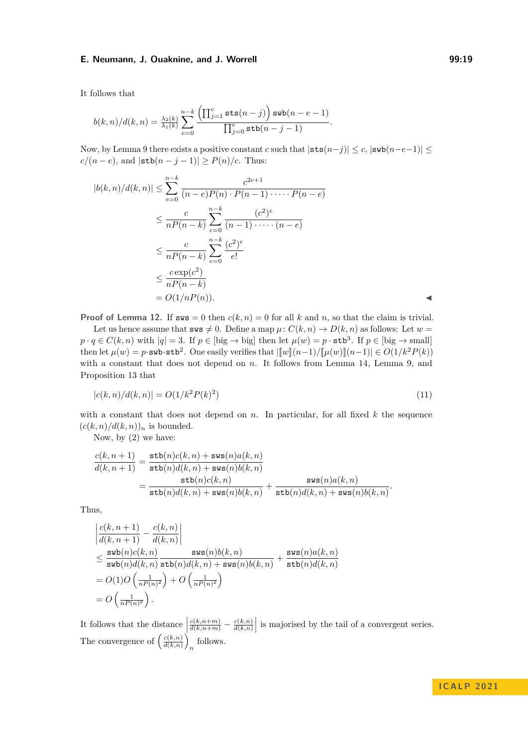It follows that

$$b(k,n)/d(k,n) = \tfrac{\lambda_2(k)}{\lambda_1(k)} \sum_{e=0}^{n-k} \frac{\left(\prod_{j=1}^{e} \mathtt{sts}(n-j)\right) \mathtt{swb}(n-e-1)}{\prod_{j=0}^{e} \mathtt{stb}(n-j-1)}.$$

Now, by Lemma 9 there exists a positive constant $c$ such that $|\mathtt{sts}(n-j)| \leq c$, $|\mathtt{swb}(n-e-1)| \leq c/(n-e)$, and $|\mathtt{stb}(n-j-1)| \geq P(n)/c$. Thus:

$$\begin{aligned}
|b(k,n)/d(k,n)| &\leq \sum_{e=0}^{n-k} \frac{c^{2e+1}}{(n-e)P(n) \cdot P(n-1) \cdot \dots \cdot P(n-e)} \\
&\leq \frac{c}{nP(n-k)} \sum_{e=0}^{n-k} \frac{(c^2)^e}{(n-1) \cdot \dots \cdot (n-e)} \\
&\leq \frac{c}{nP(n-k)} \sum_{e=0}^{n-k} \frac{(c^2)^e}{e!} \\
&\leq \frac{c\exp(c^2)}{nP(n-k)} \\
&= O(1/nP(n)).
\end{aligned}$$

◀

**Proof of Lemma 12.** If $\mathtt{sws} = 0$ then $c(k,n) = 0$ for all $k$ and $n$, so that the claim is trivial.

Let us hence assume that $\mathtt{sws} \neq 0$. Define a map $\mu \colon C(k,n) \to D(k,n)$ as follows: Let $w = p \cdot q \in C(k,n)$ with $|q| = 3$. If $p \in [\text{big} \to \text{big}]$ then let $\mu(w) = p \cdot \mathtt{stb}^3$. If $p \in [\text{big} \to \text{small}]$ then let $\mu(w) = p \cdot \mathtt{swb} \cdot \mathtt{stb}^2$. One easily verifies that $|[\![w]\!](n-1)/[\![\mu(w)]\!](n-1)| \in O(1/k^2P(k))$ with a constant that does not depend on $n$. It follows from Lemma 14, Lemma 9, and Proposition 13 that

$$|c(k,n)/d(k,n)| = O(1/k^2P(k)^2) \tag{11}$$

with a constant that does not depend on $n$. In particular, for all fixed $k$ the sequence $(c(k,n)/d(k,n))_n$ is bounded.

Now, by (2) we have:

$$\begin{aligned}
\frac{c(k,n+1)}{d(k,n+1)} &= \frac{\mathtt{stb}(n)c(k,n) + \mathtt{sws}(n)a(k,n)}{\mathtt{stb}(n)d(k,n) + \mathtt{sws}(n)b(k,n)} \\
&= \frac{\mathtt{stb}(n)c(k,n)}{\mathtt{stb}(n)d(k,n) + \mathtt{sws}(n)b(k,n)} + \frac{\mathtt{sws}(n)a(k,n)}{\mathtt{stb}(n)d(k,n) + \mathtt{sws}(n)b(k,n)}.
\end{aligned}$$

Thus,

$$\begin{aligned}
&\left|\frac{c(k,n+1)}{d(k,n+1)} - \frac{c(k,n)}{d(k,n)}\right| \\
&\leq \frac{\mathtt{swb}(n)c(k,n)}{\mathtt{swb}(n)d(k,n)} \frac{\mathtt{sws}(n)b(k,n)}{\mathtt{stb}(n)d(k,n) + \mathtt{sws}(n)b(k,n)} + \frac{\mathtt{sws}(n)a(k,n)}{\mathtt{stb}(n)d(k,n)} \\
&= O(1)O\left(\tfrac{1}{nP(n)^2}\right) + O\left(\tfrac{1}{nP(n)^2}\right) \\
&= O\left(\tfrac{1}{nP(n)^2}\right).
\end{aligned}$$

It follows that the distance $\left|\frac{c(k,n+m)}{d(k,n+m)} - \frac{c(k,n)}{d(k,n)}\right|$ is majorised by the tail of a convergent series. The convergence of $\left(\frac{c(k,n)}{d(k,n)}\right)_n$ follows.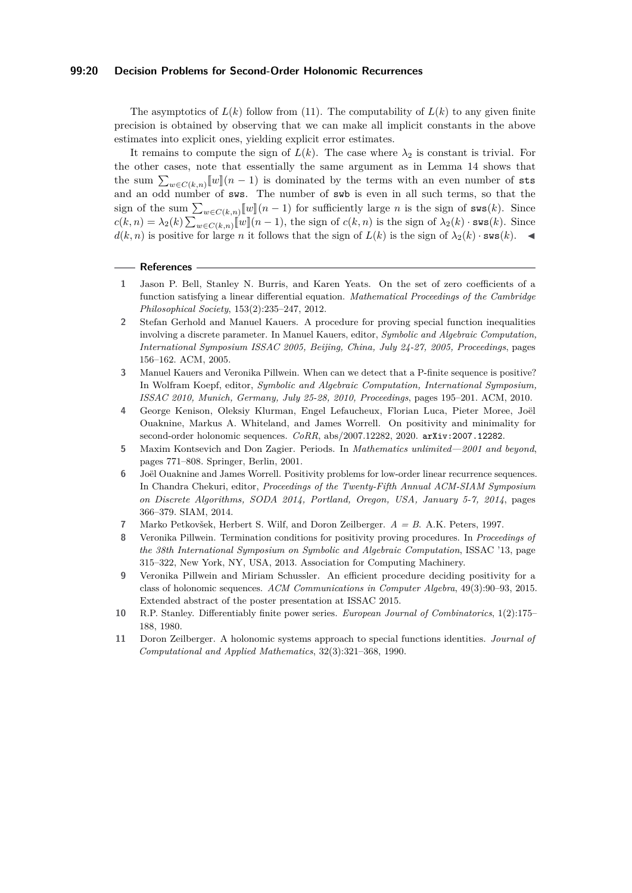The asymptotics of $L(k)$ follow from (11). The computability of $L(k)$ to any given finite precision is obtained by observing that we can make all implicit constants in the above estimates into explicit ones, yielding explicit error estimates.

It remains to compute the sign of $L(k)$. The case where $\lambda_2$ is constant is trivial. For the other cases, note that essentially the same argument as in Lemma 14 shows that the sum $\sum_{w \in C(k,n)} [\![w]\!](n-1)$ is dominated by the terms with an even number of $\mathtt{sts}$ and an odd number of $\mathtt{sws}$. The number of $\mathtt{swb}$ is even in all such terms, so that the sign of the sum $\sum_{w \in C(k,n)} [\![w]\!](n-1)$ for sufficiently large $n$ is the sign of $\mathtt{sws}(k)$. Since $c(k,n) = \lambda_2(k) \sum_{w \in C(k,n)} [\![w]\!](n-1)$, the sign of $c(k,n)$ is the sign of $\lambda_2(k) \cdot \mathtt{sws}(k)$. Since $d(k,n)$ is positive for large $n$ it follows that the sign of $L(k)$ is the sign of $\lambda_2(k) \cdot \mathtt{sws}(k)$. ◀

## References

1. Jason P. Bell, Stanley N. Burris, and Karen Yeats. On the set of zero coefficients of a function satisfying a linear differential equation. *Mathematical Proceedings of the Cambridge Philosophical Society*, 153(2):235–247, 2012.
2. Stefan Gerhold and Manuel Kauers. A procedure for proving special function inequalities involving a discrete parameter. In Manuel Kauers, editor, *Symbolic and Algebraic Computation, International Symposium ISSAC 2005, Beijing, China, July 24-27, 2005, Proceedings*, pages 156–162. ACM, 2005.
3. Manuel Kauers and Veronika Pillwein. When can we detect that a P-finite sequence is positive? In Wolfram Koepf, editor, *Symbolic and Algebraic Computation, International Symposium, ISSAC 2010, Munich, Germany, July 25-28, 2010, Proceedings*, pages 195–201. ACM, 2010.
4. George Kenison, Oleksiy Klurman, Engel Lefaucheux, Florian Luca, Pieter Moree, Joël Ouaknine, Markus A. Whiteland, and James Worrell. On positivity and minimality for second-order holonomic sequences. *CoRR*, abs/2007.12282, 2020. arXiv:2007.12282.
5. Maxim Kontsevich and Don Zagier. Periods. In *Mathematics unlimited—2001 and beyond*, pages 771–808. Springer, Berlin, 2001.
6. Joël Ouaknine and James Worrell. Positivity problems for low-order linear recurrence sequences. In Chandra Chekuri, editor, *Proceedings of the Twenty-Fifth Annual ACM-SIAM Symposium on Discrete Algorithms, SODA 2014, Portland, Oregon, USA, January 5-7, 2014*, pages 366–379. SIAM, 2014.
7. Marko Petkovšek, Herbert S. Wilf, and Doron Zeilberger. *A = B*. A.K. Peters, 1997.
8. Veronika Pillwein. Termination conditions for positivity proving procedures. In *Proceedings of the 38th International Symposium on Symbolic and Algebraic Computation*, ISSAC '13, page 315–322, New York, NY, USA, 2013. Association for Computing Machinery.
9. Veronika Pillwein and Miriam Schussler. An efficient procedure deciding positivity for a class of holonomic sequences. *ACM Communications in Computer Algebra*, 49(3):90–93, 2015. Extended abstract of the poster presentation at ISSAC 2015.
10. R.P. Stanley. Differentiably finite power series. *European Journal of Combinatorics*, 1(2):175–188, 1980.
11. Doron Zeilberger. A holonomic systems approach to special functions identities. *Journal of Computational and Applied Mathematics*, 32(3):321–368, 1990.